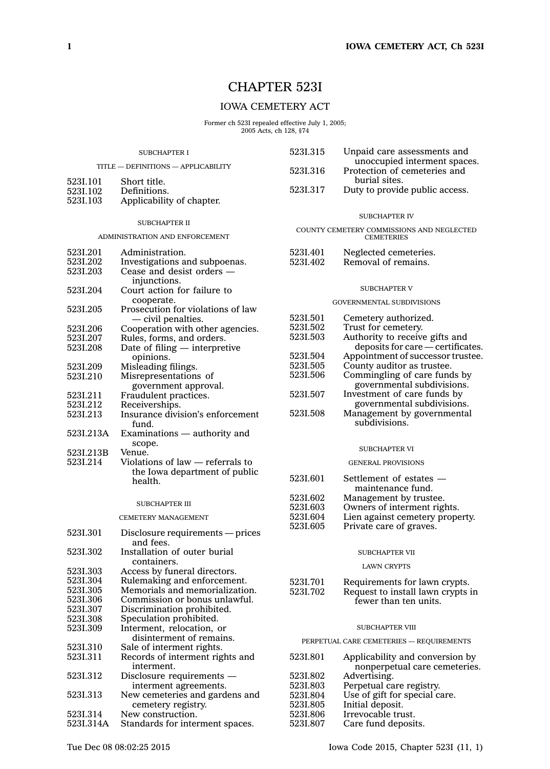# CHAPTER 523I

## IOWA CEMETERY ACT

Former ch 523I repealed effective July 1, 2005;
2005 Acts, ch 128, §74

SUBCHAPTER I

TITLE — DEFINITIONS — APPLICABILITY

523I.101 Short title.
523I.102 Definitions.
523I.103 Applicability of chapter.

SUBCHAPTER II

ADMINISTRATION AND ENFORCEMENT

523I.201 Administration.
523I.202 Investigations and subpoenas.
523I.203 Cease and desist orders — injunctions.
523I.204 Court action for failure to cooperate.
523I.205 Prosecution for violations of law — civil penalties.
523I.206 Cooperation with other agencies.
523I.207 Rules, forms, and orders.
523I.208 Date of filing — interpretive opinions.
523I.209 Misleading filings.
523I.210 Misrepresentations of government approval.
523I.211 Fraudulent practices.
523I.212 Receiverships.
523I.213 Insurance division's enforcement fund.
523I.213A Examinations — authority and scope.
523I.213B Venue.
523I.214 Violations of law — referrals to the Iowa department of public health.

SUBCHAPTER III

CEMETERY MANAGEMENT

523I.301 Disclosure requirements — prices and fees.
523I.302 Installation of outer burial containers.
523I.303 Access by funeral directors.
523I.304 Rulemaking and enforcement.
523I.305 Memorials and memorialization.
523I.306 Commission or bonus unlawful.
523I.307 Discrimination prohibited.
523I.308 Speculation prohibited.
523I.309 Interment, relocation, or disinterment of remains.
523I.310 Sale of interment rights.
523I.311 Records of interment rights and interment.
523I.312 Disclosure requirements — interment agreements.
523I.313 New cemeteries and gardens and cemetery registry.
523I.314 New construction.
523I.314A Standards for interment spaces.
523I.315 Unpaid care assessments and unoccupied interment spaces.
523I.316 Protection of cemeteries and burial sites.
523I.317 Duty to provide public access.

SUBCHAPTER IV

COUNTY CEMETERY COMMISSIONS AND NEGLECTED CEMETERIES

523I.401 Neglected cemeteries.
523I.402 Removal of remains.

SUBCHAPTER V

GOVERNMENTAL SUBDIVISIONS

523I.501 Cemetery authorized.
523I.502 Trust for cemetery.
523I.503 Authority to receive gifts and deposits for care — certificates.
523I.504 Appointment of successor trustee.
523I.505 County auditor as trustee.
523I.506 Commingling of care funds by governmental subdivisions.
523I.507 Investment of care funds by governmental subdivisions.
523I.508 Management by governmental subdivisions.

SUBCHAPTER VI

GENERAL PROVISIONS

523I.601 Settlement of estates — maintenance fund.
523I.602 Management by trustee.
523I.603 Owners of interment rights.
523I.604 Lien against cemetery property.
523I.605 Private care of graves.

SUBCHAPTER VII

LAWN CRYPTS

523I.701 Requirements for lawn crypts.
523I.702 Request to install lawn crypts in fewer than ten units.

SUBCHAPTER VIII

PERPETUAL CARE CEMETERIES — REQUIREMENTS

523I.801 Applicability and conversion by nonperpetual care cemeteries.
523I.802 Advertising.
523I.803 Perpetual care registry.
523I.804 Use of gift for special care.
523I.805 Initial deposit.
523I.806 Irrevocable trust.
523I.807 Care fund deposits.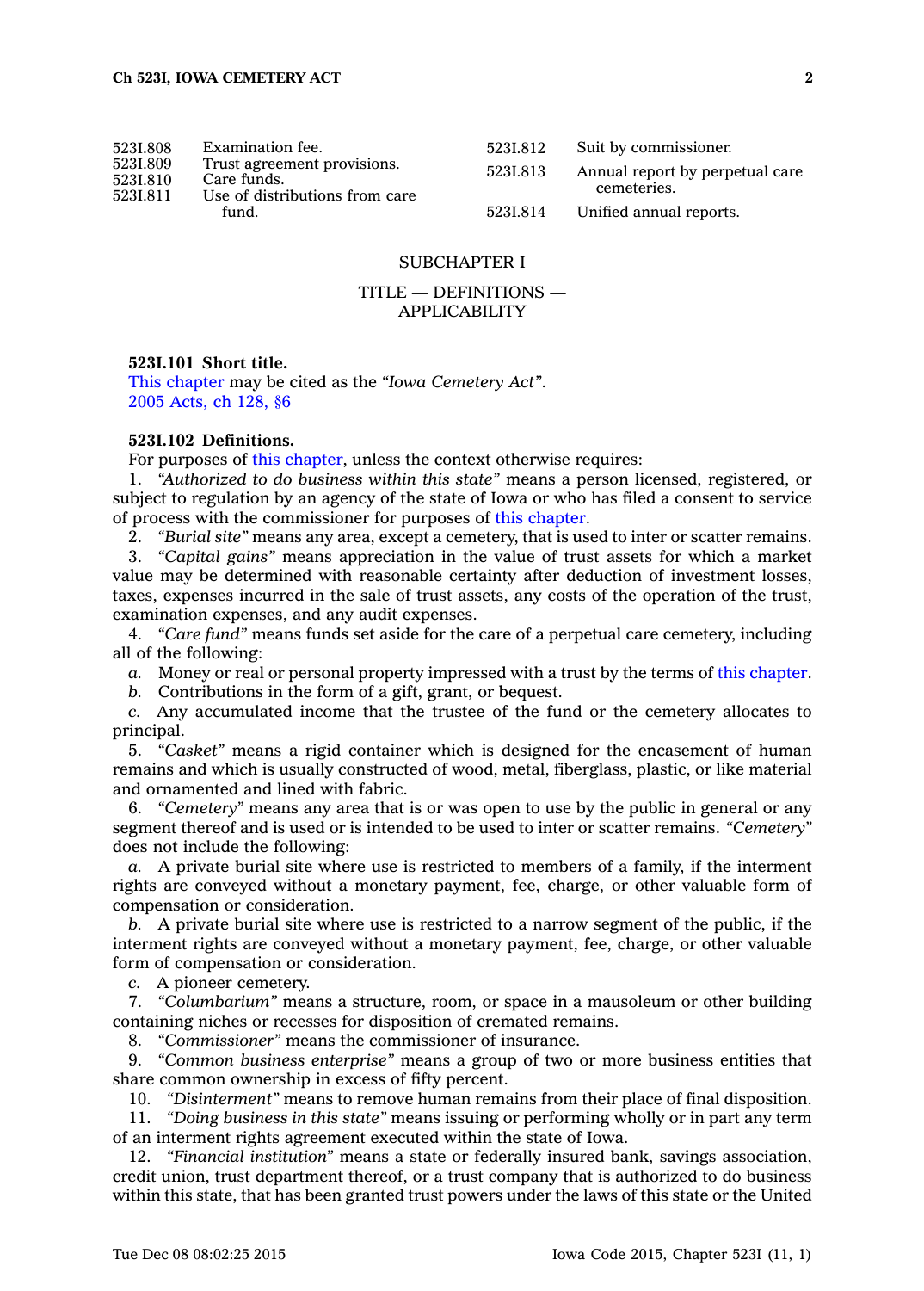| | | | |
|---|---|---|---|
| 523I.808 | Examination fee. | 523I.812 | Suit by commissioner. |
| 523I.809 | Trust agreement provisions. | 523I.813 | Annual report by perpetual care cemeteries. |
| 523I.810 | Care funds. | 523I.814 | Unified annual reports. |
| 523I.811 | Use of distributions from care fund. | | |

## SUBCHAPTER I

## TITLE — DEFINITIONS — APPLICABILITY

**523I.101 Short title.**
This chapter may be cited as the *"Iowa Cemetery Act"*.
2005 Acts, ch 128, §6

**523I.102 Definitions.**
For purposes of this chapter, unless the context otherwise requires:

1. *"Authorized to do business within this state"* means a person licensed, registered, or subject to regulation by an agency of the state of Iowa or who has filed a consent to service of process with the commissioner for purposes of this chapter.
2. *"Burial site"* means any area, except a cemetery, that is used to inter or scatter remains.
3. *"Capital gains"* means appreciation in the value of trust assets for which a market value may be determined with reasonable certainty after deduction of investment losses, taxes, expenses incurred in the sale of trust assets, any costs of the operation of the trust, examination expenses, and any audit expenses.
4. *"Care fund"* means funds set aside for the care of a perpetual care cemetery, including all of the following:
*a.* Money or real or personal property impressed with a trust by the terms of this chapter.
*b.* Contributions in the form of a gift, grant, or bequest.
*c.* Any accumulated income that the trustee of the fund or the cemetery allocates to principal.
5. *"Casket"* means a rigid container which is designed for the encasement of human remains and which is usually constructed of wood, metal, fiberglass, plastic, or like material and ornamented and lined with fabric.
6. *"Cemetery"* means any area that is or was open to use by the public in general or any segment thereof and is used or is intended to be used to inter or scatter remains. *"Cemetery"* does not include the following:
*a.* A private burial site where use is restricted to members of a family, if the interment rights are conveyed without a monetary payment, fee, charge, or other valuable form of compensation or consideration.
*b.* A private burial site where use is restricted to a narrow segment of the public, if the interment rights are conveyed without a monetary payment, fee, charge, or other valuable form of compensation or consideration.
*c.* A pioneer cemetery.
7. *"Columbarium"* means a structure, room, or space in a mausoleum or other building containing niches or recesses for disposition of cremated remains.
8. *"Commissioner"* means the commissioner of insurance.
9. *"Common business enterprise"* means a group of two or more business entities that share common ownership in excess of fifty percent.
10. *"Disinterment"* means to remove human remains from their place of final disposition.
11. *"Doing business in this state"* means issuing or performing wholly or in part any term of an interment rights agreement executed within the state of Iowa.
12. *"Financial institution"* means a state or federally insured bank, savings association, credit union, trust department thereof, or a trust company that is authorized to do business within this state, that has been granted trust powers under the laws of this state or the United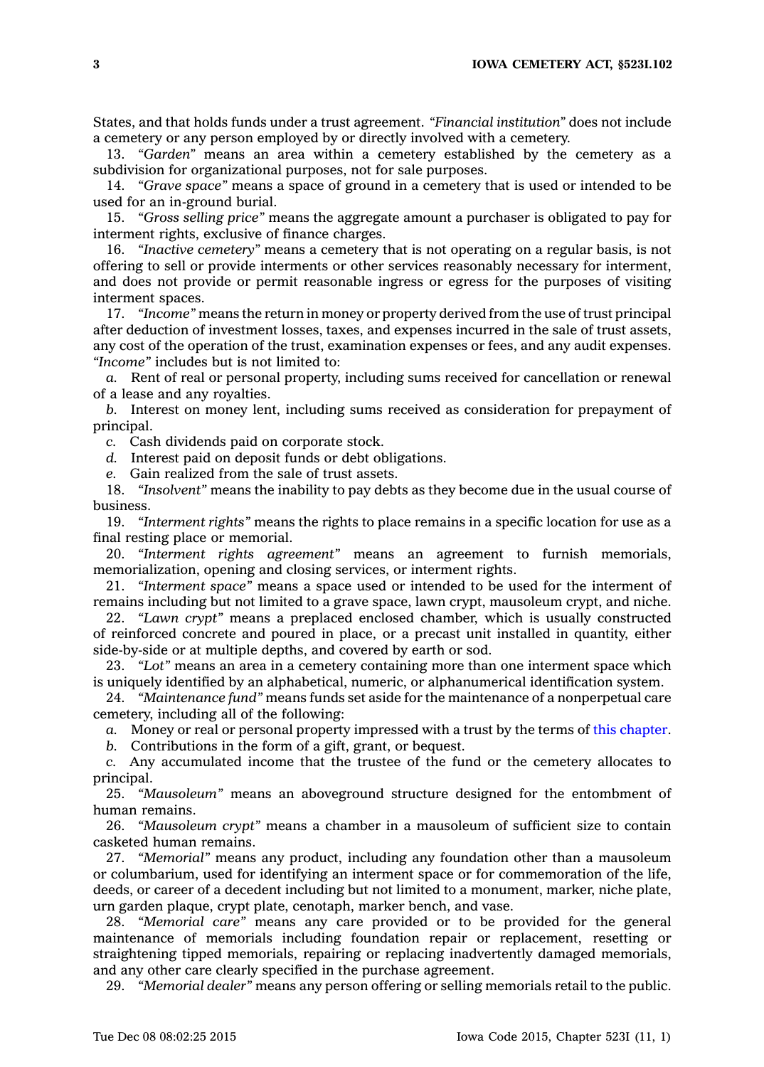States, and that holds funds under a trust agreement. *"Financial institution"* does not include a cemetery or any person employed by or directly involved with a cemetery.

13. *"Garden"* means an area within a cemetery established by the cemetery as a subdivision for organizational purposes, not for sale purposes.

14. *"Grave space"* means a space of ground in a cemetery that is used or intended to be used for an in-ground burial.

15. *"Gross selling price"* means the aggregate amount a purchaser is obligated to pay for interment rights, exclusive of finance charges.

16. *"Inactive cemetery"* means a cemetery that is not operating on a regular basis, is not offering to sell or provide interments or other services reasonably necessary for interment, and does not provide or permit reasonable ingress or egress for the purposes of visiting interment spaces.

17. *"Income"* means the return in money or property derived from the use of trust principal after deduction of investment losses, taxes, and expenses incurred in the sale of trust assets, any cost of the operation of the trust, examination expenses or fees, and any audit expenses. *"Income"* includes but is not limited to:

*a.* Rent of real or personal property, including sums received for cancellation or renewal of a lease and any royalties.

*b.* Interest on money lent, including sums received as consideration for prepayment of principal.

*c.* Cash dividends paid on corporate stock.

*d.* Interest paid on deposit funds or debt obligations.

*e.* Gain realized from the sale of trust assets.

18. *"Insolvent"* means the inability to pay debts as they become due in the usual course of business.

19. *"Interment rights"* means the rights to place remains in a specific location for use as a final resting place or memorial.

20. *"Interment rights agreement"* means an agreement to furnish memorials, memorialization, opening and closing services, or interment rights.

21. *"Interment space"* means a space used or intended to be used for the interment of remains including but not limited to a grave space, lawn crypt, mausoleum crypt, and niche.

22. *"Lawn crypt"* means a preplaced enclosed chamber, which is usually constructed of reinforced concrete and poured in place, or a precast unit installed in quantity, either side-by-side or at multiple depths, and covered by earth or sod.

23. *"Lot"* means an area in a cemetery containing more than one interment space which is uniquely identified by an alphabetical, numeric, or alphanumerical identification system.

24. *"Maintenance fund"* means funds set aside for the maintenance of a nonperpetual care cemetery, including all of the following:

*a.* Money or real or personal property impressed with a trust by the terms of this chapter.

*b.* Contributions in the form of a gift, grant, or bequest.

*c.* Any accumulated income that the trustee of the fund or the cemetery allocates to principal.

25. *"Mausoleum"* means an aboveground structure designed for the entombment of human remains.

26. *"Mausoleum crypt"* means a chamber in a mausoleum of sufficient size to contain casketed human remains.

27. *"Memorial"* means any product, including any foundation other than a mausoleum or columbarium, used for identifying an interment space or for commemoration of the life, deeds, or career of a decedent including but not limited to a monument, marker, niche plate, urn garden plaque, crypt plate, cenotaph, marker bench, and vase.

28. *"Memorial care"* means any care provided or to be provided for the general maintenance of memorials including foundation repair or replacement, resetting or straightening tipped memorials, repairing or replacing inadvertently damaged memorials, and any other care clearly specified in the purchase agreement.

29. *"Memorial dealer"* means any person offering or selling memorials retail to the public.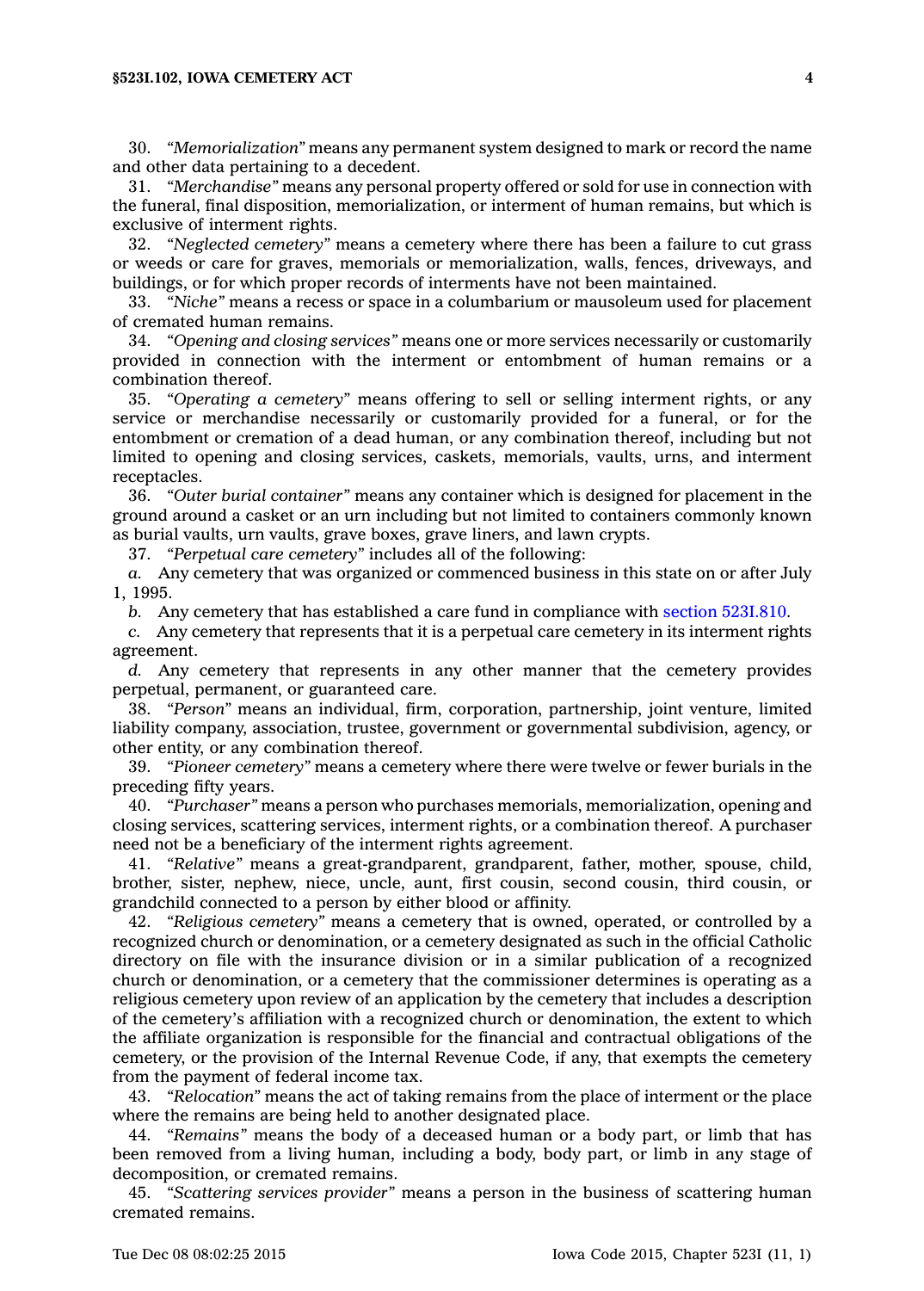30. *"Memorialization"* means any permanent system designed to mark or record the name and other data pertaining to a decedent.

31. *"Merchandise"* means any personal property offered or sold for use in connection with the funeral, final disposition, memorialization, or interment of human remains, but which is exclusive of interment rights.

32. *"Neglected cemetery"* means a cemetery where there has been a failure to cut grass or weeds or care for graves, memorials or memorialization, walls, fences, driveways, and buildings, or for which proper records of interments have not been maintained.

33. *"Niche"* means a recess or space in a columbarium or mausoleum used for placement of cremated human remains.

34. *"Opening and closing services"* means one or more services necessarily or customarily provided in connection with the interment or entombment of human remains or a combination thereof.

35. *"Operating a cemetery"* means offering to sell or selling interment rights, or any service or merchandise necessarily or customarily provided for a funeral, or for the entombment or cremation of a dead human, or any combination thereof, including but not limited to opening and closing services, caskets, memorials, vaults, urns, and interment receptacles.

36. *"Outer burial container"* means any container which is designed for placement in the ground around a casket or an urn including but not limited to containers commonly known as burial vaults, urn vaults, grave boxes, grave liners, and lawn crypts.

37. *"Perpetual care cemetery"* includes all of the following:

*a.* Any cemetery that was organized or commenced business in this state on or after July 1, 1995.

*b.* Any cemetery that has established a care fund in compliance with section 523I.810.

*c.* Any cemetery that represents that it is a perpetual care cemetery in its interment rights agreement.

*d.* Any cemetery that represents in any other manner that the cemetery provides perpetual, permanent, or guaranteed care.

38. *"Person"* means an individual, firm, corporation, partnership, joint venture, limited liability company, association, trustee, government or governmental subdivision, agency, or other entity, or any combination thereof.

39. *"Pioneer cemetery"* means a cemetery where there were twelve or fewer burials in the preceding fifty years.

40. *"Purchaser"* means a person who purchases memorials, memorialization, opening and closing services, scattering services, interment rights, or a combination thereof. A purchaser need not be a beneficiary of the interment rights agreement.

41. *"Relative"* means a great-grandparent, grandparent, father, mother, spouse, child, brother, sister, nephew, niece, uncle, aunt, first cousin, second cousin, third cousin, or grandchild connected to a person by either blood or affinity.

42. *"Religious cemetery"* means a cemetery that is owned, operated, or controlled by a recognized church or denomination, or a cemetery designated as such in the official Catholic directory on file with the insurance division or in a similar publication of a recognized church or denomination, or a cemetery that the commissioner determines is operating as a religious cemetery upon review of an application by the cemetery that includes a description of the cemetery's affiliation with a recognized church or denomination, the extent to which the affiliate organization is responsible for the financial and contractual obligations of the cemetery, or the provision of the Internal Revenue Code, if any, that exempts the cemetery from the payment of federal income tax.

43. *"Relocation"* means the act of taking remains from the place of interment or the place where the remains are being held to another designated place.

44. *"Remains"* means the body of a deceased human or a body part, or limb that has been removed from a living human, including a body, body part, or limb in any stage of decomposition, or cremated remains.

45. *"Scattering services provider"* means a person in the business of scattering human cremated remains.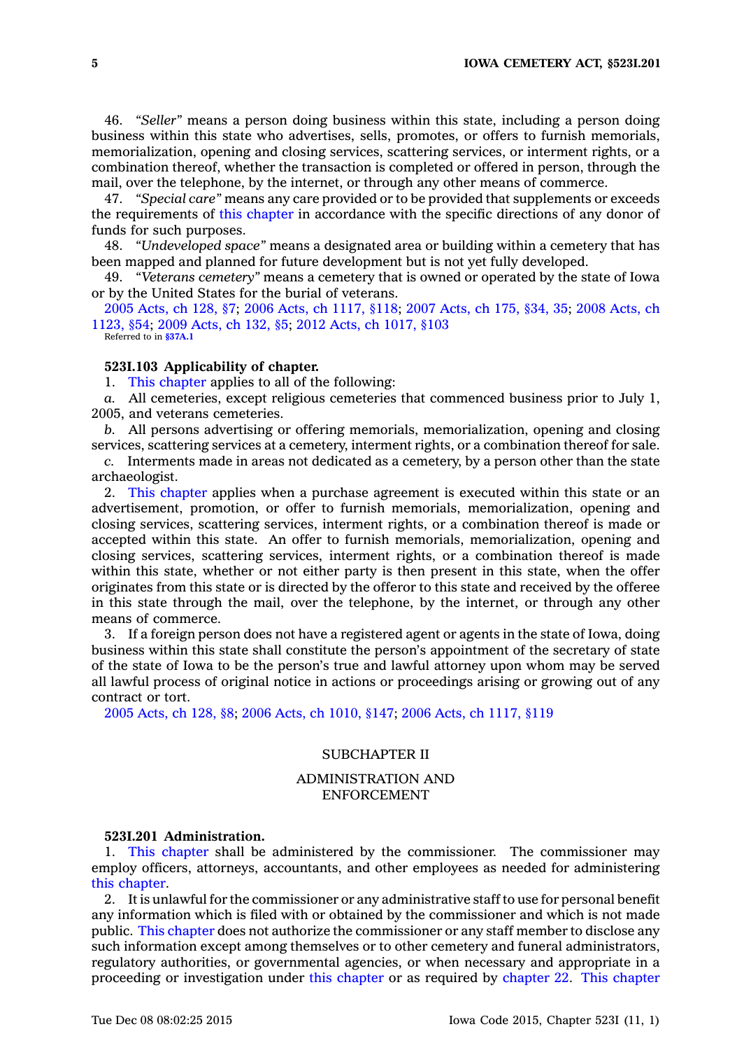46. *"Seller"* means a person doing business within this state, including a person doing business within this state who advertises, sells, promotes, or offers to furnish memorials, memorialization, opening and closing services, scattering services, or interment rights, or a combination thereof, whether the transaction is completed or offered in person, through the mail, over the telephone, by the internet, or through any other means of commerce.

47. *"Special care"* means any care provided or to be provided that supplements or exceeds the requirements of this chapter in accordance with the specific directions of any donor of funds for such purposes.

48. *"Undeveloped space"* means a designated area or building within a cemetery that has been mapped and planned for future development but is not yet fully developed.

49. *"Veterans cemetery"* means a cemetery that is owned or operated by the state of Iowa or by the United States for the burial of veterans.

2005 Acts, ch 128, §7; 2006 Acts, ch 1117, §118; 2007 Acts, ch 175, §34, 35; 2008 Acts, ch 1123, §54; 2009 Acts, ch 132, §5; 2012 Acts, ch 1017, §103

Referred to in **§37A.1**

**523I.103 Applicability of chapter.**

1. This chapter applies to all of the following:

*a.* All cemeteries, except religious cemeteries that commenced business prior to July 1, 2005, and veterans cemeteries.

*b.* All persons advertising or offering memorials, memorialization, opening and closing services, scattering services at a cemetery, interment rights, or a combination thereof for sale.

*c.* Interments made in areas not dedicated as a cemetery, by a person other than the state archaeologist.

2. This chapter applies when a purchase agreement is executed within this state or an advertisement, promotion, or offer to furnish memorials, memorialization, opening and closing services, scattering services, interment rights, or a combination thereof is made or accepted within this state. An offer to furnish memorials, memorialization, opening and closing services, scattering services, interment rights, or a combination thereof is made within this state, whether or not either party is then present in this state, when the offer originates from this state or is directed by the offeror to this state and received by the offeree in this state through the mail, over the telephone, by the internet, or through any other means of commerce.

3. If a foreign person does not have a registered agent or agents in the state of Iowa, doing business within this state shall constitute the person's appointment of the secretary of state of the state of Iowa to be the person's true and lawful attorney upon whom may be served all lawful process of original notice in actions or proceedings arising or growing out of any contract or tort.

2005 Acts, ch 128, §8; 2006 Acts, ch 1010, §147; 2006 Acts, ch 1117, §119

## SUBCHAPTER II

## ADMINISTRATION AND ENFORCEMENT

**523I.201 Administration.**

1. This chapter shall be administered by the commissioner. The commissioner may employ officers, attorneys, accountants, and other employees as needed for administering this chapter.

2. It is unlawful for the commissioner or any administrative staff to use for personal benefit any information which is filed with or obtained by the commissioner and which is not made public. This chapter does not authorize the commissioner or any staff member to disclose any such information except among themselves or to other cemetery and funeral administrators, regulatory authorities, or governmental agencies, or when necessary and appropriate in a proceeding or investigation under this chapter or as required by chapter 22. This chapter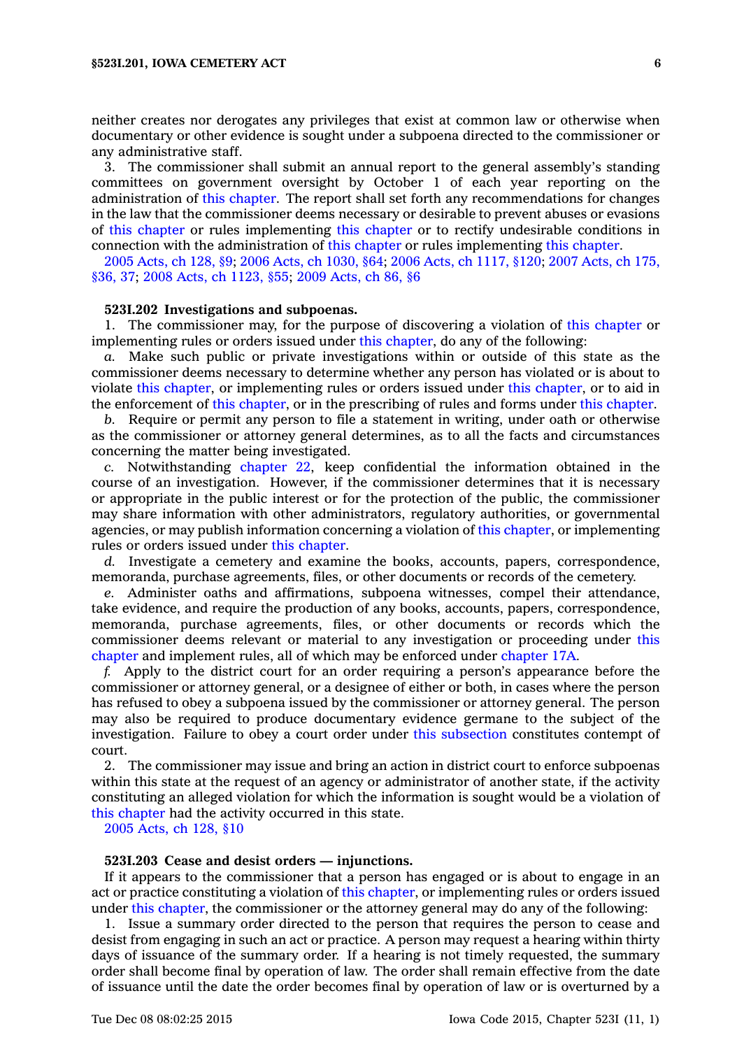neither creates nor derogates any privileges that exist at common law or otherwise when documentary or other evidence is sought under a subpoena directed to the commissioner or any administrative staff.

3. The commissioner shall submit an annual report to the general assembly's standing committees on government oversight by October 1 of each year reporting on the administration of this chapter. The report shall set forth any recommendations for changes in the law that the commissioner deems necessary or desirable to prevent abuses or evasions of this chapter or rules implementing this chapter or to rectify undesirable conditions in connection with the administration of this chapter or rules implementing this chapter.

2005 Acts, ch 128, §9; 2006 Acts, ch 1030, §64; 2006 Acts, ch 1117, §120; 2007 Acts, ch 175, §36, 37; 2008 Acts, ch 1123, §55; 2009 Acts, ch 86, §6

**523I.202 Investigations and subpoenas.**

1. The commissioner may, for the purpose of discovering a violation of this chapter or implementing rules or orders issued under this chapter, do any of the following:

*a.* Make such public or private investigations within or outside of this state as the commissioner deems necessary to determine whether any person has violated or is about to violate this chapter, or implementing rules or orders issued under this chapter, or to aid in the enforcement of this chapter, or in the prescribing of rules and forms under this chapter.

*b.* Require or permit any person to file a statement in writing, under oath or otherwise as the commissioner or attorney general determines, as to all the facts and circumstances concerning the matter being investigated.

*c.* Notwithstanding chapter 22, keep confidential the information obtained in the course of an investigation. However, if the commissioner determines that it is necessary or appropriate in the public interest or for the protection of the public, the commissioner may share information with other administrators, regulatory authorities, or governmental agencies, or may publish information concerning a violation of this chapter, or implementing rules or orders issued under this chapter.

*d.* Investigate a cemetery and examine the books, accounts, papers, correspondence, memoranda, purchase agreements, files, or other documents or records of the cemetery.

*e.* Administer oaths and affirmations, subpoena witnesses, compel their attendance, take evidence, and require the production of any books, accounts, papers, correspondence, memoranda, purchase agreements, files, or other documents or records which the commissioner deems relevant or material to any investigation or proceeding under this chapter and implement rules, all of which may be enforced under chapter 17A.

*f.* Apply to the district court for an order requiring a person's appearance before the commissioner or attorney general, or a designee of either or both, in cases where the person has refused to obey a subpoena issued by the commissioner or attorney general. The person may also be required to produce documentary evidence germane to the subject of the investigation. Failure to obey a court order under this subsection constitutes contempt of court.

2. The commissioner may issue and bring an action in district court to enforce subpoenas within this state at the request of an agency or administrator of another state, if the activity constituting an alleged violation for which the information is sought would be a violation of this chapter had the activity occurred in this state.

2005 Acts, ch 128, §10

**523I.203 Cease and desist orders — injunctions.**

If it appears to the commissioner that a person has engaged or is about to engage in an act or practice constituting a violation of this chapter, or implementing rules or orders issued under this chapter, the commissioner or the attorney general may do any of the following:

1. Issue a summary order directed to the person that requires the person to cease and desist from engaging in such an act or practice. A person may request a hearing within thirty days of issuance of the summary order. If a hearing is not timely requested, the summary order shall become final by operation of law. The order shall remain effective from the date of issuance until the date the order becomes final by operation of law or is overturned by a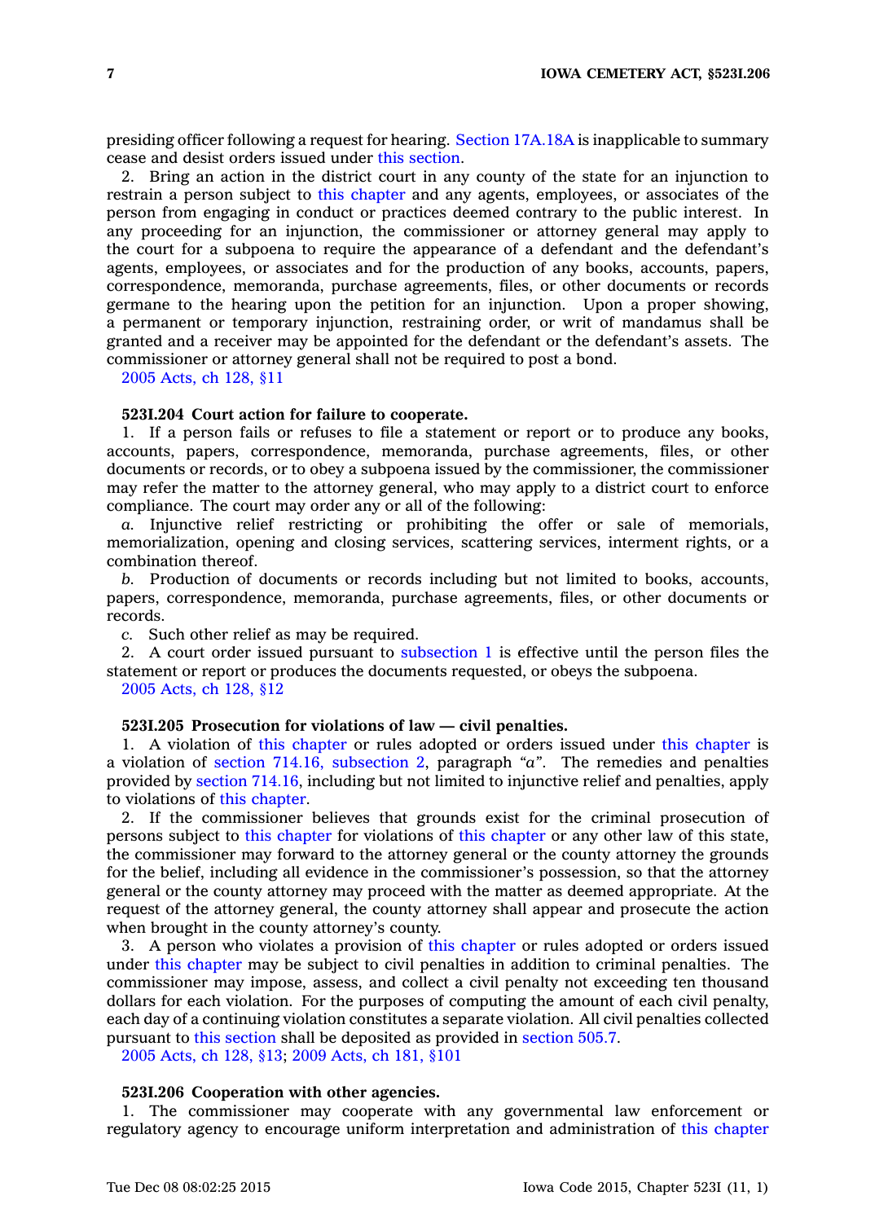presiding officer following a request for hearing. Section 17A.18A is inapplicable to summary cease and desist orders issued under this section.

2. Bring an action in the district court in any county of the state for an injunction to restrain a person subject to this chapter and any agents, employees, or associates of the person from engaging in conduct or practices deemed contrary to the public interest. In any proceeding for an injunction, the commissioner or attorney general may apply to the court for a subpoena to require the appearance of a defendant and the defendant's agents, employees, or associates and for the production of any books, accounts, papers, correspondence, memoranda, purchase agreements, files, or other documents or records germane to the hearing upon the petition for an injunction. Upon a proper showing, a permanent or temporary injunction, restraining order, or writ of mandamus shall be granted and a receiver may be appointed for the defendant or the defendant's assets. The commissioner or attorney general shall not be required to post a bond.

2005 Acts, ch 128, §11

**523I.204 Court action for failure to cooperate.**

1. If a person fails or refuses to file a statement or report or to produce any books, accounts, papers, correspondence, memoranda, purchase agreements, files, or other documents or records, or to obey a subpoena issued by the commissioner, the commissioner may refer the matter to the attorney general, who may apply to a district court to enforce compliance. The court may order any or all of the following:

*a.* Injunctive relief restricting or prohibiting the offer or sale of memorials, memorialization, opening and closing services, scattering services, interment rights, or a combination thereof.

*b.* Production of documents or records including but not limited to books, accounts, papers, correspondence, memoranda, purchase agreements, files, or other documents or records.

*c.* Such other relief as may be required.

2. A court order issued pursuant to subsection 1 is effective until the person files the statement or report or produces the documents requested, or obeys the subpoena.

2005 Acts, ch 128, §12

**523I.205 Prosecution for violations of law — civil penalties.**

1. A violation of this chapter or rules adopted or orders issued under this chapter is a violation of section 714.16, subsection 2, paragraph *"a"*. The remedies and penalties provided by section 714.16, including but not limited to injunctive relief and penalties, apply to violations of this chapter.

2. If the commissioner believes that grounds exist for the criminal prosecution of persons subject to this chapter for violations of this chapter or any other law of this state, the commissioner may forward to the attorney general or the county attorney the grounds for the belief, including all evidence in the commissioner's possession, so that the attorney general or the county attorney may proceed with the matter as deemed appropriate. At the request of the attorney general, the county attorney shall appear and prosecute the action when brought in the county attorney's county.

3. A person who violates a provision of this chapter or rules adopted or orders issued under this chapter may be subject to civil penalties in addition to criminal penalties. The commissioner may impose, assess, and collect a civil penalty not exceeding ten thousand dollars for each violation. For the purposes of computing the amount of each civil penalty, each day of a continuing violation constitutes a separate violation. All civil penalties collected pursuant to this section shall be deposited as provided in section 505.7.

2005 Acts, ch 128, §13; 2009 Acts, ch 181, §101

**523I.206 Cooperation with other agencies.**

1. The commissioner may cooperate with any governmental law enforcement or regulatory agency to encourage uniform interpretation and administration of this chapter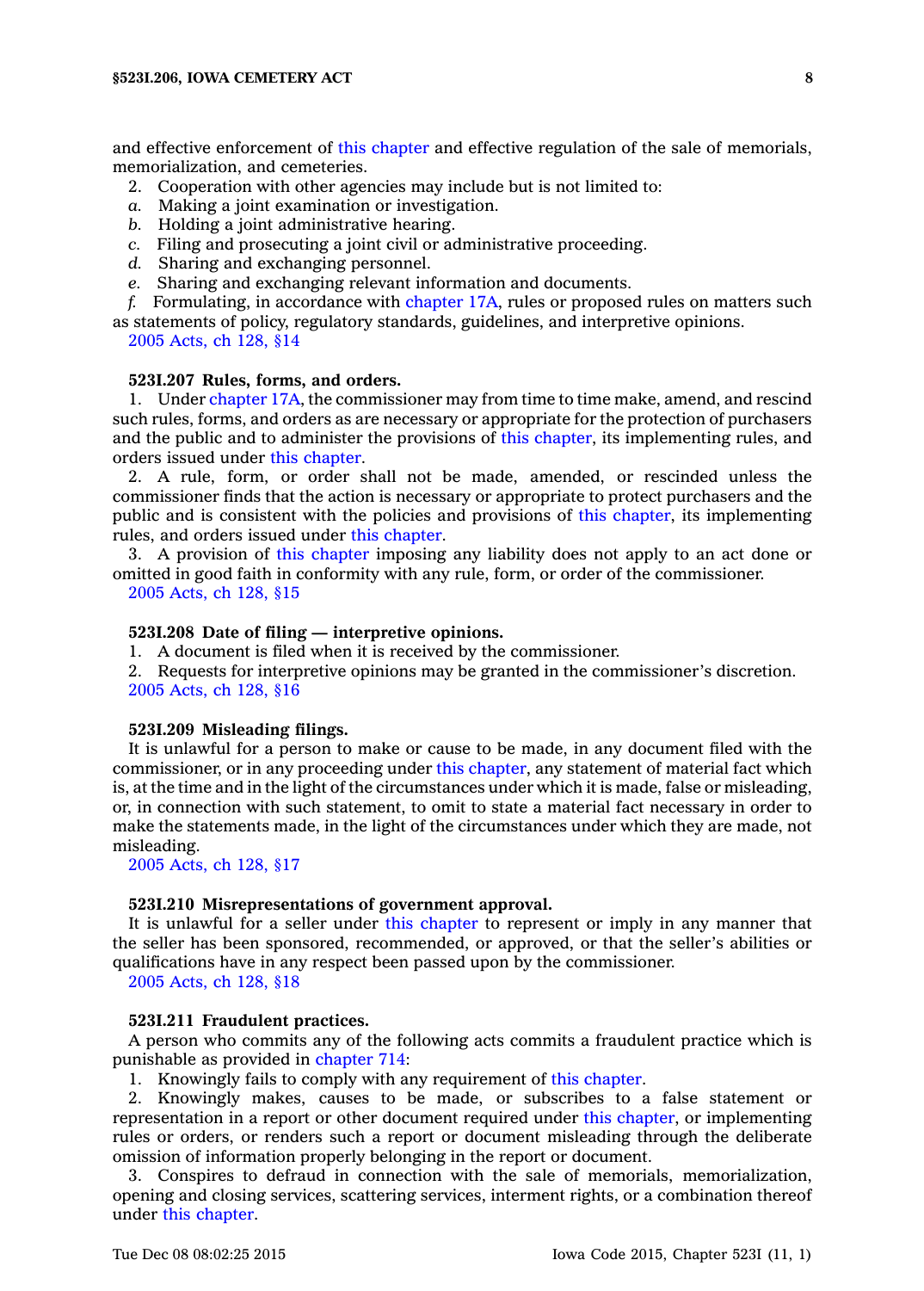and effective enforcement of this chapter and effective regulation of the sale of memorials, memorialization, and cemeteries.

2. Cooperation with other agencies may include but is not limited to:

*a.* Making a joint examination or investigation.

*b.* Holding a joint administrative hearing.

*c.* Filing and prosecuting a joint civil or administrative proceeding.

*d.* Sharing and exchanging personnel.

*e.* Sharing and exchanging relevant information and documents.

*f.* Formulating, in accordance with chapter 17A, rules or proposed rules on matters such as statements of policy, regulatory standards, guidelines, and interpretive opinions.

2005 Acts, ch 128, §14

**523I.207 Rules, forms, and orders.**

1. Under chapter 17A, the commissioner may from time to time make, amend, and rescind such rules, forms, and orders as are necessary or appropriate for the protection of purchasers and the public and to administer the provisions of this chapter, its implementing rules, and orders issued under this chapter.

2. A rule, form, or order shall not be made, amended, or rescinded unless the commissioner finds that the action is necessary or appropriate to protect purchasers and the public and is consistent with the policies and provisions of this chapter, its implementing rules, and orders issued under this chapter.

3. A provision of this chapter imposing any liability does not apply to an act done or omitted in good faith in conformity with any rule, form, or order of the commissioner.

2005 Acts, ch 128, §15

**523I.208 Date of filing — interpretive opinions.**

1. A document is filed when it is received by the commissioner.

2. Requests for interpretive opinions may be granted in the commissioner's discretion.

2005 Acts, ch 128, §16

**523I.209 Misleading filings.**

It is unlawful for a person to make or cause to be made, in any document filed with the commissioner, or in any proceeding under this chapter, any statement of material fact which is, at the time and in the light of the circumstances under which it is made, false or misleading, or, in connection with such statement, to omit to state a material fact necessary in order to make the statements made, in the light of the circumstances under which they are made, not misleading.

2005 Acts, ch 128, §17

**523I.210 Misrepresentations of government approval.**

It is unlawful for a seller under this chapter to represent or imply in any manner that the seller has been sponsored, recommended, or approved, or that the seller's abilities or qualifications have in any respect been passed upon by the commissioner.

2005 Acts, ch 128, §18

**523I.211 Fraudulent practices.**

A person who commits any of the following acts commits a fraudulent practice which is punishable as provided in chapter 714:

1. Knowingly fails to comply with any requirement of this chapter.

2. Knowingly makes, causes to be made, or subscribes to a false statement or representation in a report or other document required under this chapter, or implementing rules or orders, or renders such a report or document misleading through the deliberate omission of information properly belonging in the report or document.

3. Conspires to defraud in connection with the sale of memorials, memorialization, opening and closing services, scattering services, interment rights, or a combination thereof under this chapter.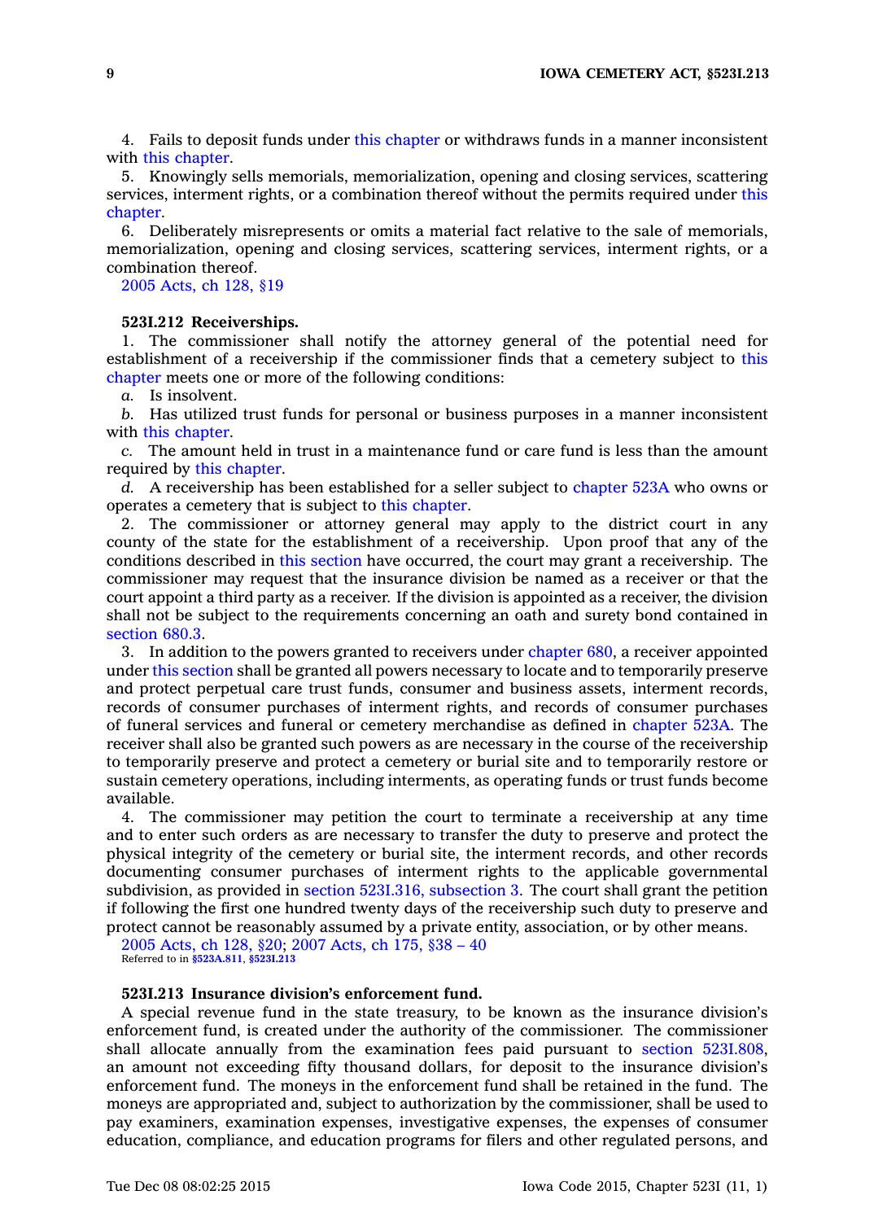4. Fails to deposit funds under this chapter or withdraws funds in a manner inconsistent with this chapter.

5. Knowingly sells memorials, memorialization, opening and closing services, scattering services, interment rights, or a combination thereof without the permits required under this chapter.

6. Deliberately misrepresents or omits a material fact relative to the sale of memorials, memorialization, opening and closing services, scattering services, interment rights, or a combination thereof.

2005 Acts, ch 128, §19

**523I.212 Receiverships.**

1. The commissioner shall notify the attorney general of the potential need for establishment of a receivership if the commissioner finds that a cemetery subject to this chapter meets one or more of the following conditions:

*a.* Is insolvent.

*b.* Has utilized trust funds for personal or business purposes in a manner inconsistent with this chapter.

*c.* The amount held in trust in a maintenance fund or care fund is less than the amount required by this chapter.

*d.* A receivership has been established for a seller subject to chapter 523A who owns or operates a cemetery that is subject to this chapter.

2. The commissioner or attorney general may apply to the district court in any county of the state for the establishment of a receivership. Upon proof that any of the conditions described in this section have occurred, the court may grant a receivership. The commissioner may request that the insurance division be named as a receiver or that the court appoint a third party as a receiver. If the division is appointed as a receiver, the division shall not be subject to the requirements concerning an oath and surety bond contained in section 680.3.

3. In addition to the powers granted to receivers under chapter 680, a receiver appointed under this section shall be granted all powers necessary to locate and to temporarily preserve and protect perpetual care trust funds, consumer and business assets, interment records, records of consumer purchases of interment rights, and records of consumer purchases of funeral services and funeral or cemetery merchandise as defined in chapter 523A. The receiver shall also be granted such powers as are necessary in the course of the receivership to temporarily preserve and protect a cemetery or burial site and to temporarily restore or sustain cemetery operations, including interments, as operating funds or trust funds become available.

4. The commissioner may petition the court to terminate a receivership at any time and to enter such orders as are necessary to transfer the duty to preserve and protect the physical integrity of the cemetery or burial site, the interment records, and other records documenting consumer purchases of interment rights to the applicable governmental subdivision, as provided in section 523I.316, subsection 3. The court shall grant the petition if following the first one hundred twenty days of the receivership such duty to preserve and protect cannot be reasonably assumed by a private entity, association, or by other means.

2005 Acts, ch 128, §20; 2007 Acts, ch 175, §38 – 40

Referred to in §523A.811, §523I.213

**523I.213 Insurance division's enforcement fund.**

A special revenue fund in the state treasury, to be known as the insurance division's enforcement fund, is created under the authority of the commissioner. The commissioner shall allocate annually from the examination fees paid pursuant to section 523I.808, an amount not exceeding fifty thousand dollars, for deposit to the insurance division's enforcement fund. The moneys in the enforcement fund shall be retained in the fund. The moneys are appropriated and, subject to authorization by the commissioner, shall be used to pay examiners, examination expenses, investigative expenses, the expenses of consumer education, compliance, and education programs for filers and other regulated persons, and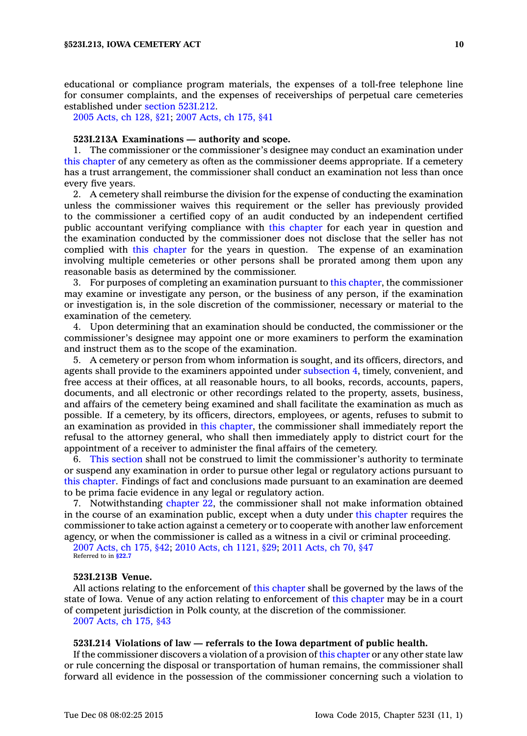educational or compliance program materials, the expenses of a toll-free telephone line for consumer complaints, and the expenses of receiverships of perpetual care cemeteries established under section 523I.212.

2005 Acts, ch 128, §21; 2007 Acts, ch 175, §41

**523I.213A Examinations — authority and scope.**

1. The commissioner or the commissioner's designee may conduct an examination under this chapter of any cemetery as often as the commissioner deems appropriate. If a cemetery has a trust arrangement, the commissioner shall conduct an examination not less than once every five years.

2. A cemetery shall reimburse the division for the expense of conducting the examination unless the commissioner waives this requirement or the seller has previously provided to the commissioner a certified copy of an audit conducted by an independent certified public accountant verifying compliance with this chapter for each year in question and the examination conducted by the commissioner does not disclose that the seller has not complied with this chapter for the years in question. The expense of an examination involving multiple cemeteries or other persons shall be prorated among them upon any reasonable basis as determined by the commissioner.

3. For purposes of completing an examination pursuant to this chapter, the commissioner may examine or investigate any person, or the business of any person, if the examination or investigation is, in the sole discretion of the commissioner, necessary or material to the examination of the cemetery.

4. Upon determining that an examination should be conducted, the commissioner or the commissioner's designee may appoint one or more examiners to perform the examination and instruct them as to the scope of the examination.

5. A cemetery or person from whom information is sought, and its officers, directors, and agents shall provide to the examiners appointed under subsection 4, timely, convenient, and free access at their offices, at all reasonable hours, to all books, records, accounts, papers, documents, and all electronic or other recordings related to the property, assets, business, and affairs of the cemetery being examined and shall facilitate the examination as much as possible. If a cemetery, by its officers, directors, employees, or agents, refuses to submit to an examination as provided in this chapter, the commissioner shall immediately report the refusal to the attorney general, who shall then immediately apply to district court for the appointment of a receiver to administer the final affairs of the cemetery.

6. This section shall not be construed to limit the commissioner's authority to terminate or suspend any examination in order to pursue other legal or regulatory actions pursuant to this chapter. Findings of fact and conclusions made pursuant to an examination are deemed to be prima facie evidence in any legal or regulatory action.

7. Notwithstanding chapter 22, the commissioner shall not make information obtained in the course of an examination public, except when a duty under this chapter requires the commissioner to take action against a cemetery or to cooperate with another law enforcement agency, or when the commissioner is called as a witness in a civil or criminal proceeding.

2007 Acts, ch 175, §42; 2010 Acts, ch 1121, §29; 2011 Acts, ch 70, §47
Referred to in §22.7

**523I.213B Venue.**

All actions relating to the enforcement of this chapter shall be governed by the laws of the state of Iowa. Venue of any action relating to enforcement of this chapter may be in a court of competent jurisdiction in Polk county, at the discretion of the commissioner.

2007 Acts, ch 175, §43

**523I.214 Violations of law — referrals to the Iowa department of public health.**

If the commissioner discovers a violation of a provision of this chapter or any other state law or rule concerning the disposal or transportation of human remains, the commissioner shall forward all evidence in the possession of the commissioner concerning such a violation to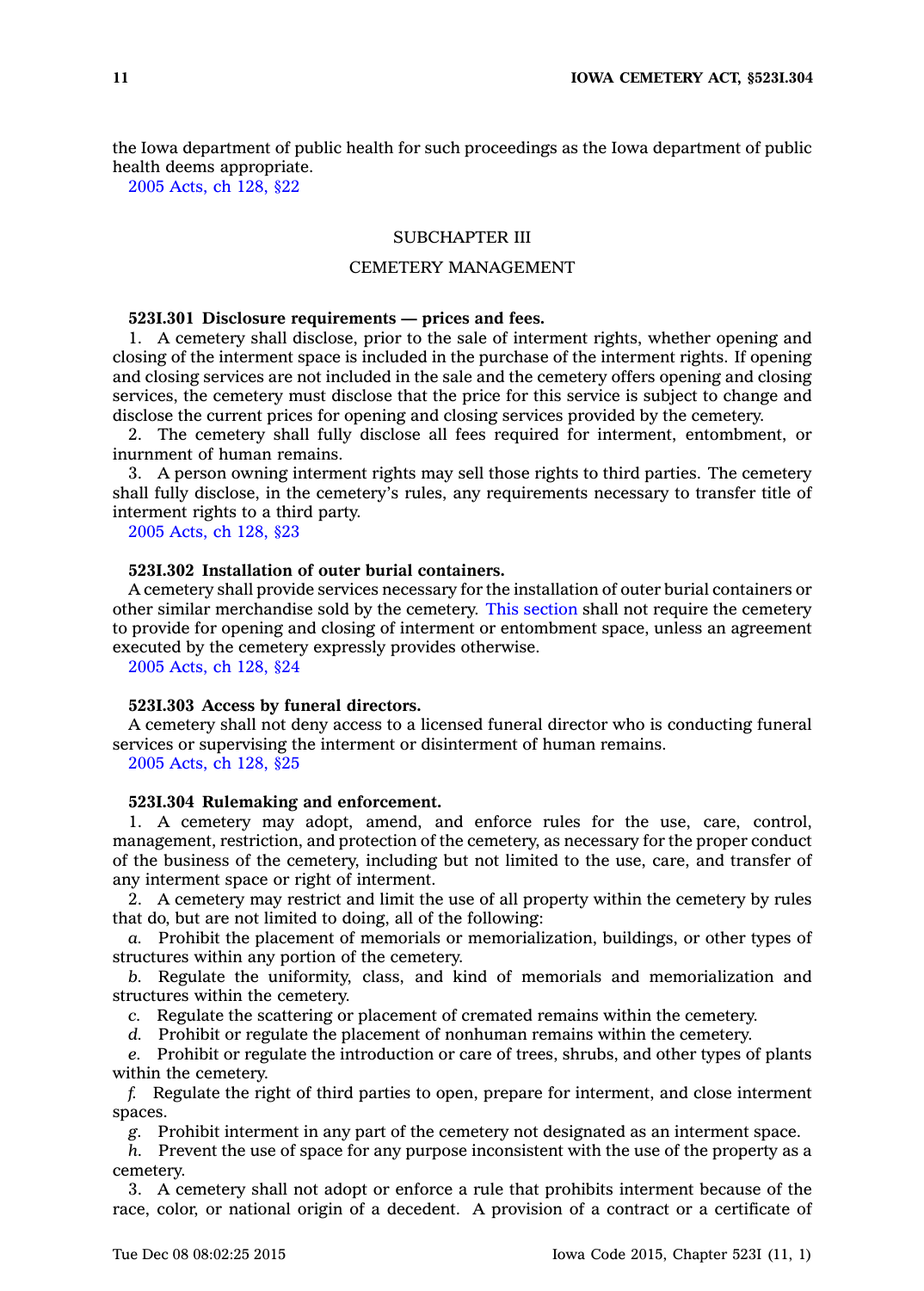the Iowa department of public health for such proceedings as the Iowa department of public health deems appropriate.

2005 Acts, ch 128, §22

## SUBCHAPTER III

## CEMETERY MANAGEMENT

### 523I.301 Disclosure requirements — prices and fees.

1. A cemetery shall disclose, prior to the sale of interment rights, whether opening and closing of the interment space is included in the purchase of the interment rights. If opening and closing services are not included in the sale and the cemetery offers opening and closing services, the cemetery must disclose that the price for this service is subject to change and disclose the current prices for opening and closing services provided by the cemetery.

2. The cemetery shall fully disclose all fees required for interment, entombment, or inurnment of human remains.

3. A person owning interment rights may sell those rights to third parties. The cemetery shall fully disclose, in the cemetery's rules, any requirements necessary to transfer title of interment rights to a third party.

2005 Acts, ch 128, §23

### 523I.302 Installation of outer burial containers.

A cemetery shall provide services necessary for the installation of outer burial containers or other similar merchandise sold by the cemetery. This section shall not require the cemetery to provide for opening and closing of interment or entombment space, unless an agreement executed by the cemetery expressly provides otherwise.

2005 Acts, ch 128, §24

### 523I.303 Access by funeral directors.

A cemetery shall not deny access to a licensed funeral director who is conducting funeral services or supervising the interment or disinterment of human remains.

2005 Acts, ch 128, §25

### 523I.304 Rulemaking and enforcement.

1. A cemetery may adopt, amend, and enforce rules for the use, care, control, management, restriction, and protection of the cemetery, as necessary for the proper conduct of the business of the cemetery, including but not limited to the use, care, and transfer of any interment space or right of interment.

2. A cemetery may restrict and limit the use of all property within the cemetery by rules that do, but are not limited to doing, all of the following:

*a.* Prohibit the placement of memorials or memorialization, buildings, or other types of structures within any portion of the cemetery.

*b.* Regulate the uniformity, class, and kind of memorials and memorialization and structures within the cemetery.

*c.* Regulate the scattering or placement of cremated remains within the cemetery.

*d.* Prohibit or regulate the placement of nonhuman remains within the cemetery.

*e.* Prohibit or regulate the introduction or care of trees, shrubs, and other types of plants within the cemetery.

*f.* Regulate the right of third parties to open, prepare for interment, and close interment spaces.

*g.* Prohibit interment in any part of the cemetery not designated as an interment space.

*h.* Prevent the use of space for any purpose inconsistent with the use of the property as a cemetery.

3. A cemetery shall not adopt or enforce a rule that prohibits interment because of the race, color, or national origin of a decedent. A provision of a contract or a certificate of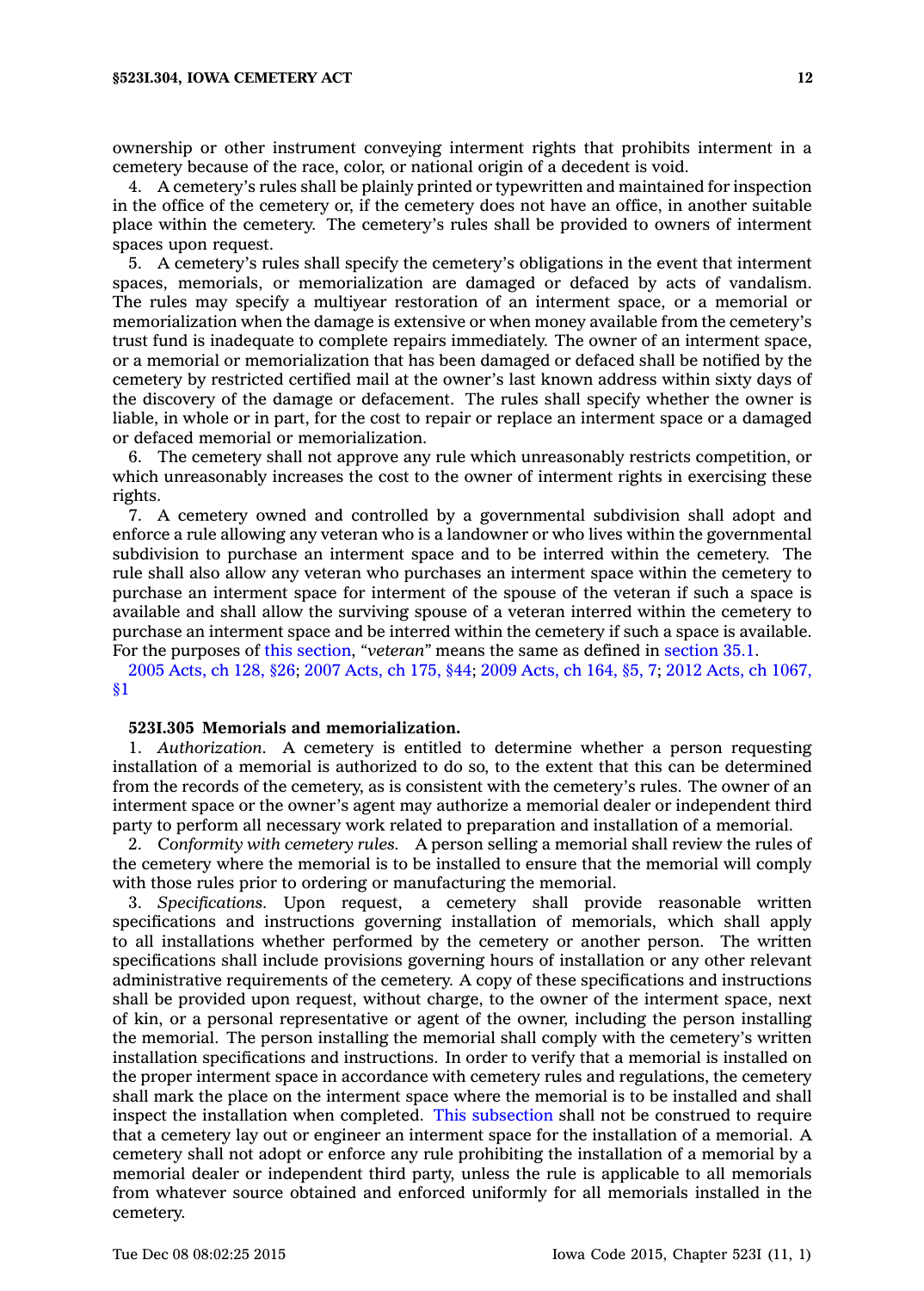ownership or other instrument conveying interment rights that prohibits interment in a cemetery because of the race, color, or national origin of a decedent is void.

4. A cemetery's rules shall be plainly printed or typewritten and maintained for inspection in the office of the cemetery or, if the cemetery does not have an office, in another suitable place within the cemetery. The cemetery's rules shall be provided to owners of interment spaces upon request.

5. A cemetery's rules shall specify the cemetery's obligations in the event that interment spaces, memorials, or memorialization are damaged or defaced by acts of vandalism. The rules may specify a multiyear restoration of an interment space, or a memorial or memorialization when the damage is extensive or when money available from the cemetery's trust fund is inadequate to complete repairs immediately. The owner of an interment space, or a memorial or memorialization that has been damaged or defaced shall be notified by the cemetery by restricted certified mail at the owner's last known address within sixty days of the discovery of the damage or defacement. The rules shall specify whether the owner is liable, in whole or in part, for the cost to repair or replace an interment space or a damaged or defaced memorial or memorialization.

6. The cemetery shall not approve any rule which unreasonably restricts competition, or which unreasonably increases the cost to the owner of interment rights in exercising these rights.

7. A cemetery owned and controlled by a governmental subdivision shall adopt and enforce a rule allowing any veteran who is a landowner or who lives within the governmental subdivision to purchase an interment space and to be interred within the cemetery. The rule shall also allow any veteran who purchases an interment space within the cemetery to purchase an interment space for interment of the spouse of the veteran if such a space is available and shall allow the surviving spouse of a veteran interred within the cemetery to purchase an interment space and be interred within the cemetery if such a space is available. For the purposes of this section, *"veteran"* means the same as defined in section 35.1.

2005 Acts, ch 128, §26; 2007 Acts, ch 175, §44; 2009 Acts, ch 164, §5, 7; 2012 Acts, ch 1067, §1

**523I.305 Memorials and memorialization.**

1. *Authorization.* A cemetery is entitled to determine whether a person requesting installation of a memorial is authorized to do so, to the extent that this can be determined from the records of the cemetery, as is consistent with the cemetery's rules. The owner of an interment space or the owner's agent may authorize a memorial dealer or independent third party to perform all necessary work related to preparation and installation of a memorial.

2. *Conformity with cemetery rules.* A person selling a memorial shall review the rules of the cemetery where the memorial is to be installed to ensure that the memorial will comply with those rules prior to ordering or manufacturing the memorial.

3. *Specifications.* Upon request, a cemetery shall provide reasonable written specifications and instructions governing installation of memorials, which shall apply to all installations whether performed by the cemetery or another person. The written specifications shall include provisions governing hours of installation or any other relevant administrative requirements of the cemetery. A copy of these specifications and instructions shall be provided upon request, without charge, to the owner of the interment space, next of kin, or a personal representative or agent of the owner, including the person installing the memorial. The person installing the memorial shall comply with the cemetery's written installation specifications and instructions. In order to verify that a memorial is installed on the proper interment space in accordance with cemetery rules and regulations, the cemetery shall mark the place on the interment space where the memorial is to be installed and shall inspect the installation when completed. This subsection shall not be construed to require that a cemetery lay out or engineer an interment space for the installation of a memorial. A cemetery shall not adopt or enforce any rule prohibiting the installation of a memorial by a memorial dealer or independent third party, unless the rule is applicable to all memorials from whatever source obtained and enforced uniformly for all memorials installed in the cemetery.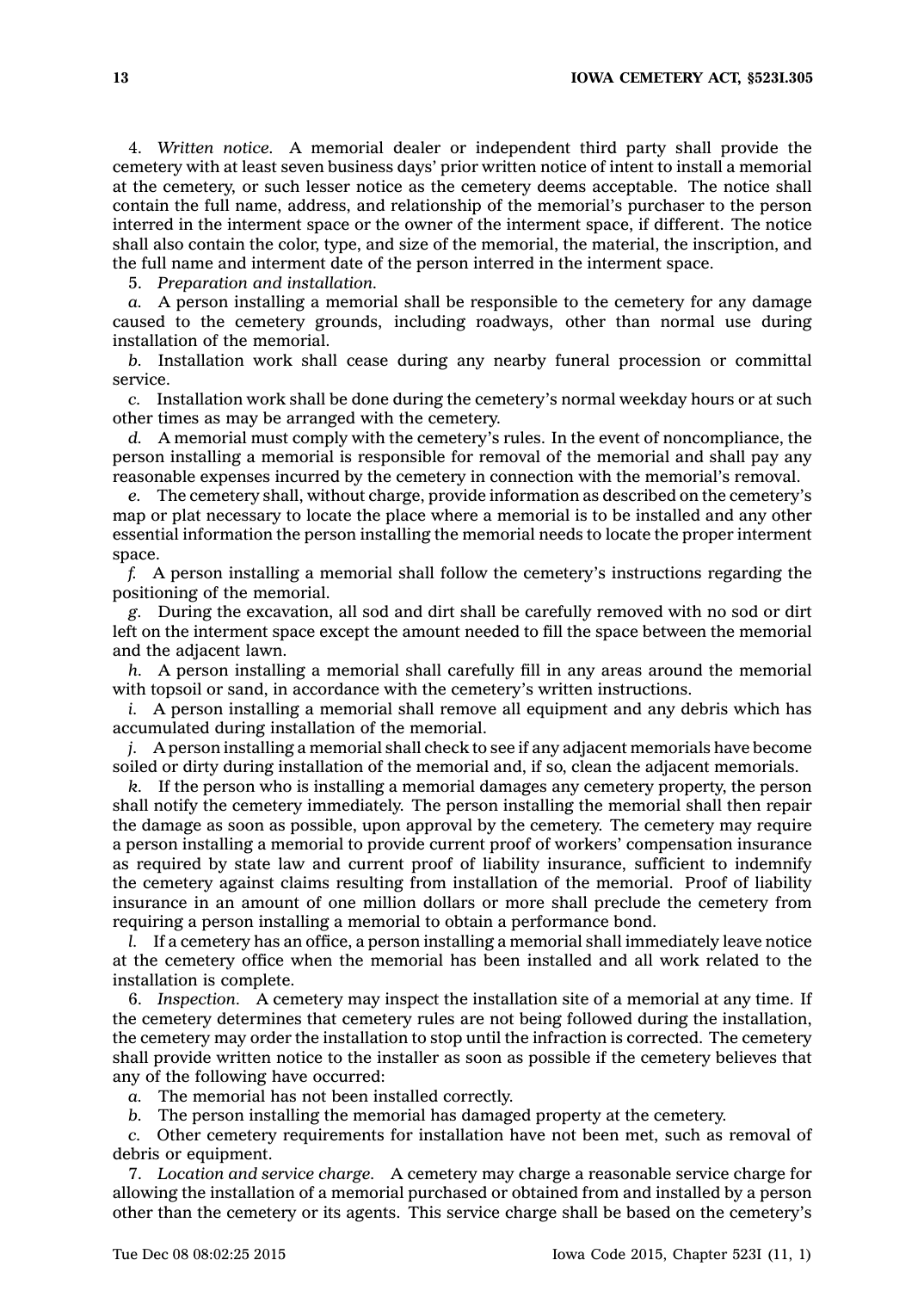4. *Written notice.* A memorial dealer or independent third party shall provide the cemetery with at least seven business days' prior written notice of intent to install a memorial at the cemetery, or such lesser notice as the cemetery deems acceptable. The notice shall contain the full name, address, and relationship of the memorial's purchaser to the person interred in the interment space or the owner of the interment space, if different. The notice shall also contain the color, type, and size of the memorial, the material, the inscription, and the full name and interment date of the person interred in the interment space.

5. *Preparation and installation.*

*a.* A person installing a memorial shall be responsible to the cemetery for any damage caused to the cemetery grounds, including roadways, other than normal use during installation of the memorial.

*b.* Installation work shall cease during any nearby funeral procession or committal service.

*c.* Installation work shall be done during the cemetery's normal weekday hours or at such other times as may be arranged with the cemetery.

*d.* A memorial must comply with the cemetery's rules. In the event of noncompliance, the person installing a memorial is responsible for removal of the memorial and shall pay any reasonable expenses incurred by the cemetery in connection with the memorial's removal.

*e.* The cemetery shall, without charge, provide information as described on the cemetery's map or plat necessary to locate the place where a memorial is to be installed and any other essential information the person installing the memorial needs to locate the proper interment space.

*f.* A person installing a memorial shall follow the cemetery's instructions regarding the positioning of the memorial.

*g.* During the excavation, all sod and dirt shall be carefully removed with no sod or dirt left on the interment space except the amount needed to fill the space between the memorial and the adjacent lawn.

*h.* A person installing a memorial shall carefully fill in any areas around the memorial with topsoil or sand, in accordance with the cemetery's written instructions.

*i.* A person installing a memorial shall remove all equipment and any debris which has accumulated during installation of the memorial.

*j.* A person installing a memorial shall check to see if any adjacent memorials have become soiled or dirty during installation of the memorial and, if so, clean the adjacent memorials.

*k.* If the person who is installing a memorial damages any cemetery property, the person shall notify the cemetery immediately. The person installing the memorial shall then repair the damage as soon as possible, upon approval by the cemetery. The cemetery may require a person installing a memorial to provide current proof of workers' compensation insurance as required by state law and current proof of liability insurance, sufficient to indemnify the cemetery against claims resulting from installation of the memorial. Proof of liability insurance in an amount of one million dollars or more shall preclude the cemetery from requiring a person installing a memorial to obtain a performance bond.

*l.* If a cemetery has an office, a person installing a memorial shall immediately leave notice at the cemetery office when the memorial has been installed and all work related to the installation is complete.

6. *Inspection.* A cemetery may inspect the installation site of a memorial at any time. If the cemetery determines that cemetery rules are not being followed during the installation, the cemetery may order the installation to stop until the infraction is corrected. The cemetery shall provide written notice to the installer as soon as possible if the cemetery believes that any of the following have occurred:

*a.* The memorial has not been installed correctly.

*b.* The person installing the memorial has damaged property at the cemetery.

*c.* Other cemetery requirements for installation have not been met, such as removal of debris or equipment.

7. *Location and service charge.* A cemetery may charge a reasonable service charge for allowing the installation of a memorial purchased or obtained from and installed by a person other than the cemetery or its agents. This service charge shall be based on the cemetery's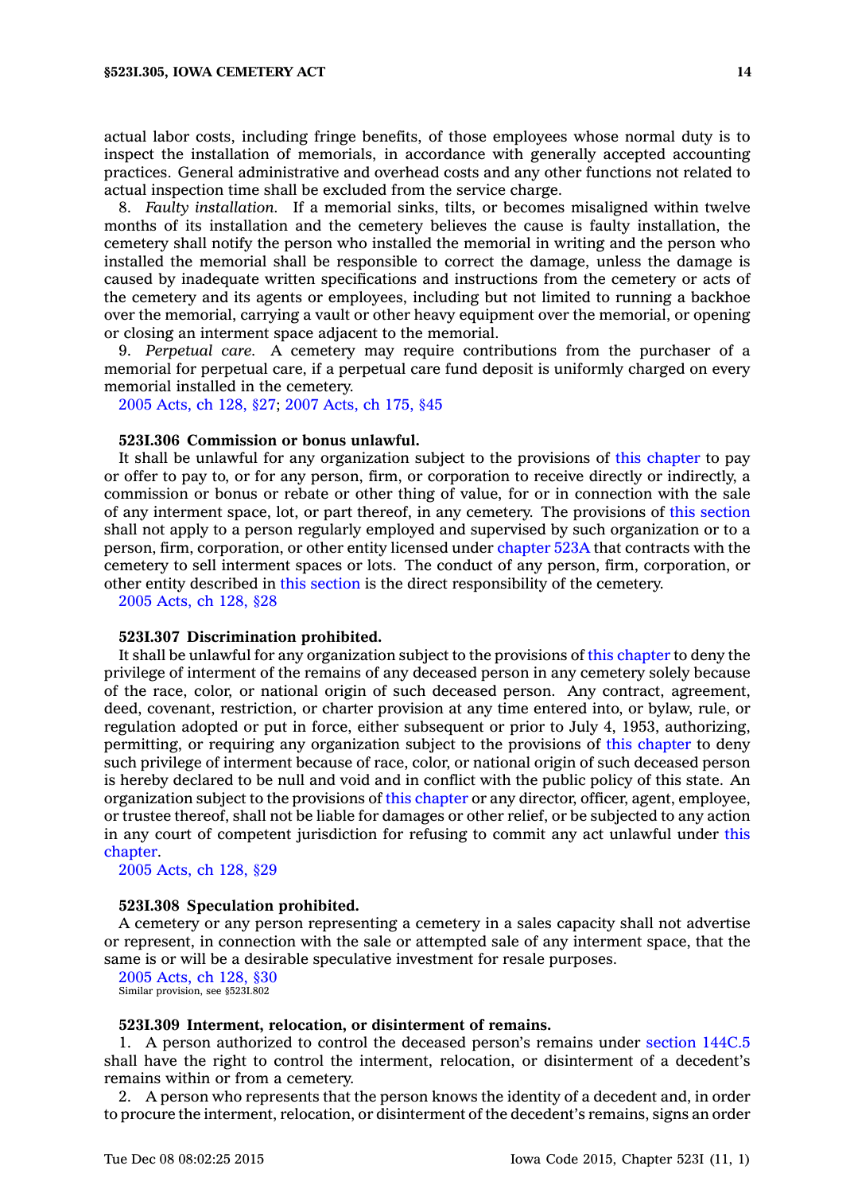actual labor costs, including fringe benefits, of those employees whose normal duty is to inspect the installation of memorials, in accordance with generally accepted accounting practices. General administrative and overhead costs and any other functions not related to actual inspection time shall be excluded from the service charge.

8. *Faulty installation.* If a memorial sinks, tilts, or becomes misaligned within twelve months of its installation and the cemetery believes the cause is faulty installation, the cemetery shall notify the person who installed the memorial in writing and the person who installed the memorial shall be responsible to correct the damage, unless the damage is caused by inadequate written specifications and instructions from the cemetery or acts of the cemetery and its agents or employees, including but not limited to running a backhoe over the memorial, carrying a vault or other heavy equipment over the memorial, or opening or closing an interment space adjacent to the memorial.

9. *Perpetual care.* A cemetery may require contributions from the purchaser of a memorial for perpetual care, if a perpetual care fund deposit is uniformly charged on every memorial installed in the cemetery.

2005 Acts, ch 128, §27; 2007 Acts, ch 175, §45

**523I.306 Commission or bonus unlawful.**

It shall be unlawful for any organization subject to the provisions of this chapter to pay or offer to pay to, or for any person, firm, or corporation to receive directly or indirectly, a commission or bonus or rebate or other thing of value, for or in connection with the sale of any interment space, lot, or part thereof, in any cemetery. The provisions of this section shall not apply to a person regularly employed and supervised by such organization or to a person, firm, corporation, or other entity licensed under chapter 523A that contracts with the cemetery to sell interment spaces or lots. The conduct of any person, firm, corporation, or other entity described in this section is the direct responsibility of the cemetery.

2005 Acts, ch 128, §28

**523I.307 Discrimination prohibited.**

It shall be unlawful for any organization subject to the provisions of this chapter to deny the privilege of interment of the remains of any deceased person in any cemetery solely because of the race, color, or national origin of such deceased person. Any contract, agreement, deed, covenant, restriction, or charter provision at any time entered into, or bylaw, rule, or regulation adopted or put in force, either subsequent or prior to July 4, 1953, authorizing, permitting, or requiring any organization subject to the provisions of this chapter to deny such privilege of interment because of race, color, or national origin of such deceased person is hereby declared to be null and void and in conflict with the public policy of this state. An organization subject to the provisions of this chapter or any director, officer, agent, employee, or trustee thereof, shall not be liable for damages or other relief, or be subjected to any action in any court of competent jurisdiction for refusing to commit any act unlawful under this chapter.

2005 Acts, ch 128, §29

**523I.308 Speculation prohibited.**

A cemetery or any person representing a cemetery in a sales capacity shall not advertise or represent, in connection with the sale or attempted sale of any interment space, that the same is or will be a desirable speculative investment for resale purposes.

2005 Acts, ch 128, §30
Similar provision, see §523I.802

**523I.309 Interment, relocation, or disinterment of remains.**

1. A person authorized to control the deceased person's remains under section 144C.5 shall have the right to control the interment, relocation, or disinterment of a decedent's remains within or from a cemetery.

2. A person who represents that the person knows the identity of a decedent and, in order to procure the interment, relocation, or disinterment of the decedent's remains, signs an order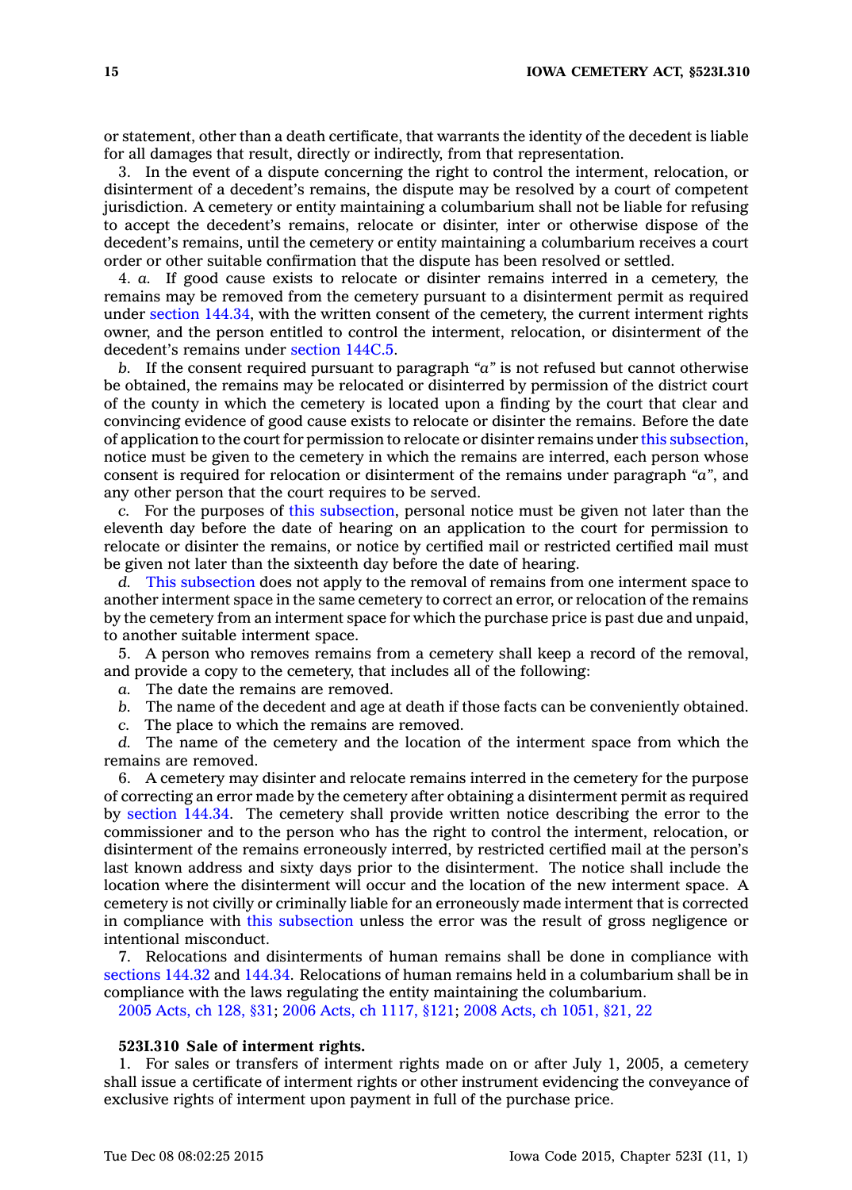or statement, other than a death certificate, that warrants the identity of the decedent is liable for all damages that result, directly or indirectly, from that representation.

3. In the event of a dispute concerning the right to control the interment, relocation, or disinterment of a decedent's remains, the dispute may be resolved by a court of competent jurisdiction. A cemetery or entity maintaining a columbarium shall not be liable for refusing to accept the decedent's remains, relocate or disinter, inter or otherwise dispose of the decedent's remains, until the cemetery or entity maintaining a columbarium receives a court order or other suitable confirmation that the dispute has been resolved or settled.

4. *a.* If good cause exists to relocate or disinter remains interred in a cemetery, the remains may be removed from the cemetery pursuant to a disinterment permit as required under section 144.34, with the written consent of the cemetery, the current interment rights owner, and the person entitled to control the interment, relocation, or disinterment of the decedent's remains under section 144C.5.

*b.* If the consent required pursuant to paragraph *"a"* is not refused but cannot otherwise be obtained, the remains may be relocated or disinterred by permission of the district court of the county in which the cemetery is located upon a finding by the court that clear and convincing evidence of good cause exists to relocate or disinter the remains. Before the date of application to the court for permission to relocate or disinter remains under this subsection, notice must be given to the cemetery in which the remains are interred, each person whose consent is required for relocation or disinterment of the remains under paragraph *"a"*, and any other person that the court requires to be served.

*c.* For the purposes of this subsection, personal notice must be given not later than the eleventh day before the date of hearing on an application to the court for permission to relocate or disinter the remains, or notice by certified mail or restricted certified mail must be given not later than the sixteenth day before the date of hearing.

*d.* This subsection does not apply to the removal of remains from one interment space to another interment space in the same cemetery to correct an error, or relocation of the remains by the cemetery from an interment space for which the purchase price is past due and unpaid, to another suitable interment space.

5. A person who removes remains from a cemetery shall keep a record of the removal, and provide a copy to the cemetery, that includes all of the following:

*a.* The date the remains are removed.

*b.* The name of the decedent and age at death if those facts can be conveniently obtained.

*c.* The place to which the remains are removed.

*d.* The name of the cemetery and the location of the interment space from which the remains are removed.

6. A cemetery may disinter and relocate remains interred in the cemetery for the purpose of correcting an error made by the cemetery after obtaining a disinterment permit as required by section 144.34. The cemetery shall provide written notice describing the error to the commissioner and to the person who has the right to control the interment, relocation, or disinterment of the remains erroneously interred, by restricted certified mail at the person's last known address and sixty days prior to the disinterment. The notice shall include the location where the disinterment will occur and the location of the new interment space. A cemetery is not civilly or criminally liable for an erroneously made interment that is corrected in compliance with this subsection unless the error was the result of gross negligence or intentional misconduct.

7. Relocations and disinterments of human remains shall be done in compliance with sections 144.32 and 144.34. Relocations of human remains held in a columbarium shall be in compliance with the laws regulating the entity maintaining the columbarium.

2005 Acts, ch 128, §31; 2006 Acts, ch 1117, §121; 2008 Acts, ch 1051, §21, 22

**523I.310 Sale of interment rights.**

1. For sales or transfers of interment rights made on or after July 1, 2005, a cemetery shall issue a certificate of interment rights or other instrument evidencing the conveyance of exclusive rights of interment upon payment in full of the purchase price.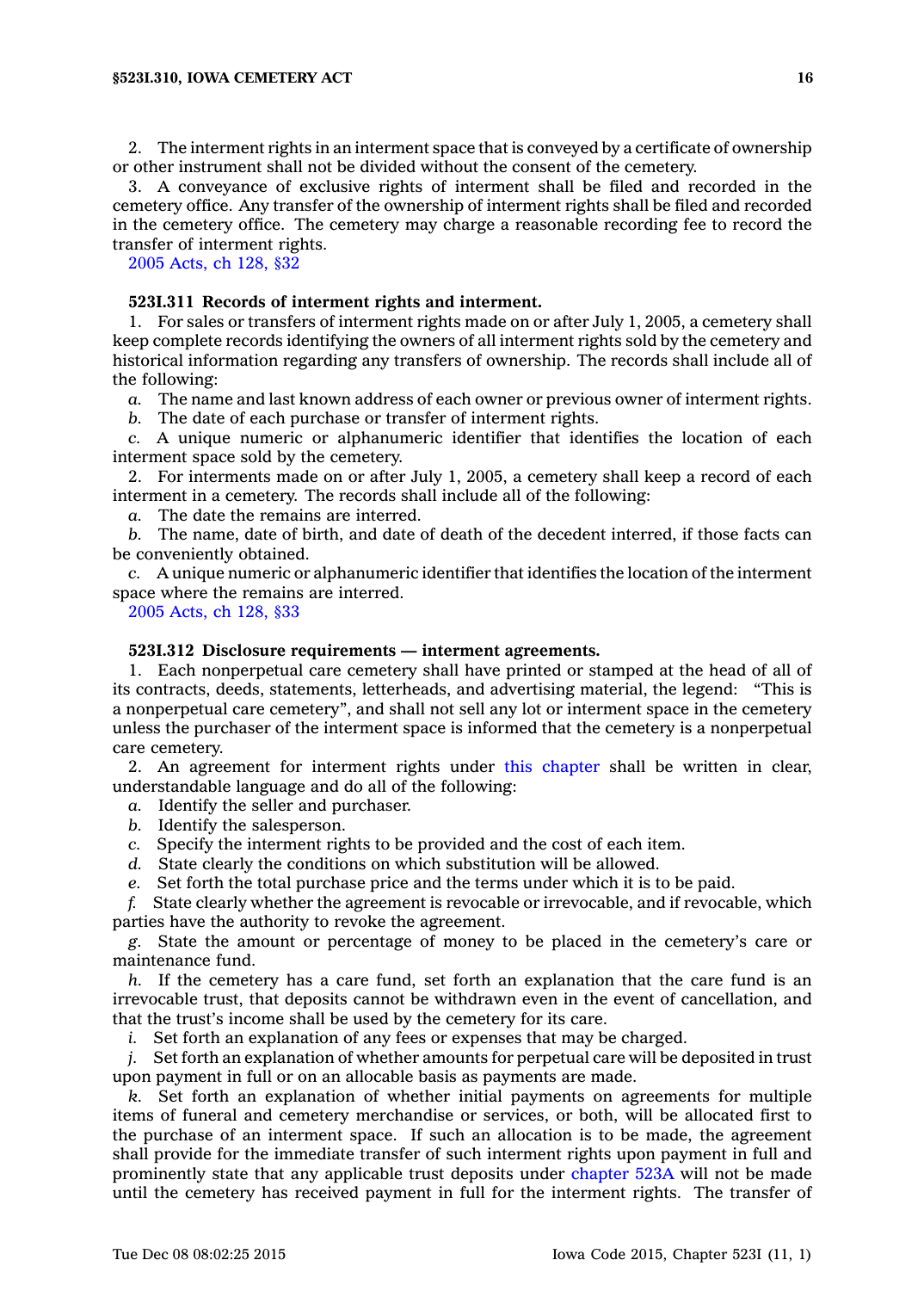2. The interment rights in an interment space that is conveyed by a certificate of ownership or other instrument shall not be divided without the consent of the cemetery.

3. A conveyance of exclusive rights of interment shall be filed and recorded in the cemetery office. Any transfer of the ownership of interment rights shall be filed and recorded in the cemetery office. The cemetery may charge a reasonable recording fee to record the transfer of interment rights.

2005 Acts, ch 128, §32

**523I.311 Records of interment rights and interment.**

1. For sales or transfers of interment rights made on or after July 1, 2005, a cemetery shall keep complete records identifying the owners of all interment rights sold by the cemetery and historical information regarding any transfers of ownership. The records shall include all of the following:

*a.* The name and last known address of each owner or previous owner of interment rights.

*b.* The date of each purchase or transfer of interment rights.

*c.* A unique numeric or alphanumeric identifier that identifies the location of each interment space sold by the cemetery.

2. For interments made on or after July 1, 2005, a cemetery shall keep a record of each interment in a cemetery. The records shall include all of the following:

*a.* The date the remains are interred.

*b.* The name, date of birth, and date of death of the decedent interred, if those facts can be conveniently obtained.

*c.* A unique numeric or alphanumeric identifier that identifies the location of the interment space where the remains are interred.

2005 Acts, ch 128, §33

**523I.312 Disclosure requirements — interment agreements.**

1. Each nonperpetual care cemetery shall have printed or stamped at the head of all of its contracts, deeds, statements, letterheads, and advertising material, the legend: "This is a nonperpetual care cemetery", and shall not sell any lot or interment space in the cemetery unless the purchaser of the interment space is informed that the cemetery is a nonperpetual care cemetery.

2. An agreement for interment rights under this chapter shall be written in clear, understandable language and do all of the following:

*a.* Identify the seller and purchaser.

*b.* Identify the salesperson.

*c.* Specify the interment rights to be provided and the cost of each item.

*d.* State clearly the conditions on which substitution will be allowed.

*e.* Set forth the total purchase price and the terms under which it is to be paid.

*f.* State clearly whether the agreement is revocable or irrevocable, and if revocable, which parties have the authority to revoke the agreement.

*g.* State the amount or percentage of money to be placed in the cemetery's care or maintenance fund.

*h.* If the cemetery has a care fund, set forth an explanation that the care fund is an irrevocable trust, that deposits cannot be withdrawn even in the event of cancellation, and that the trust's income shall be used by the cemetery for its care.

*i.* Set forth an explanation of any fees or expenses that may be charged.

*j.* Set forth an explanation of whether amounts for perpetual care will be deposited in trust upon payment in full or on an allocable basis as payments are made.

*k.* Set forth an explanation of whether initial payments on agreements for multiple items of funeral and cemetery merchandise or services, or both, will be allocated first to the purchase of an interment space. If such an allocation is to be made, the agreement shall provide for the immediate transfer of such interment rights upon payment in full and prominently state that any applicable trust deposits under chapter 523A will not be made until the cemetery has received payment in full for the interment rights. The transfer of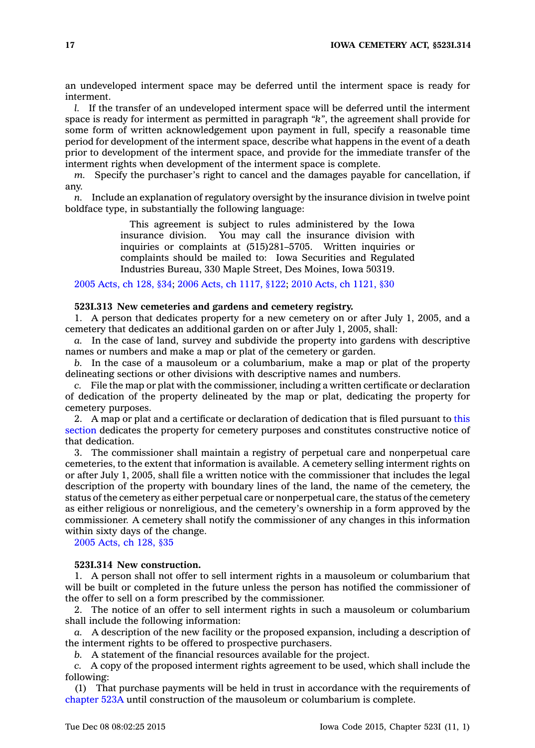an undeveloped interment space may be deferred until the interment space is ready for interment.

*l.* If the transfer of an undeveloped interment space will be deferred until the interment space is ready for interment as permitted in paragraph *"k"*, the agreement shall provide for some form of written acknowledgement upon payment in full, specify a reasonable time period for development of the interment space, describe what happens in the event of a death prior to development of the interment space, and provide for the immediate transfer of the interment rights when development of the interment space is complete.

*m.* Specify the purchaser's right to cancel and the damages payable for cancellation, if any.

*n.* Include an explanation of regulatory oversight by the insurance division in twelve point boldface type, in substantially the following language:

> This agreement is subject to rules administered by the Iowa insurance division. You may call the insurance division with inquiries or complaints at (515)281–5705. Written inquiries or complaints should be mailed to: Iowa Securities and Regulated Industries Bureau, 330 Maple Street, Des Moines, Iowa 50319.

2005 Acts, ch 128, §34; 2006 Acts, ch 1117, §122; 2010 Acts, ch 1121, §30

**523I.313 New cemeteries and gardens and cemetery registry.**

1. A person that dedicates property for a new cemetery on or after July 1, 2005, and a cemetery that dedicates an additional garden on or after July 1, 2005, shall:

*a.* In the case of land, survey and subdivide the property into gardens with descriptive names or numbers and make a map or plat of the cemetery or garden.

*b.* In the case of a mausoleum or a columbarium, make a map or plat of the property delineating sections or other divisions with descriptive names and numbers.

*c.* File the map or plat with the commissioner, including a written certificate or declaration of dedication of the property delineated by the map or plat, dedicating the property for cemetery purposes.

2. A map or plat and a certificate or declaration of dedication that is filed pursuant to this section dedicates the property for cemetery purposes and constitutes constructive notice of that dedication.

3. The commissioner shall maintain a registry of perpetual care and nonperpetual care cemeteries, to the extent that information is available. A cemetery selling interment rights on or after July 1, 2005, shall file a written notice with the commissioner that includes the legal description of the property with boundary lines of the land, the name of the cemetery, the status of the cemetery as either perpetual care or nonperpetual care, the status of the cemetery as either religious or nonreligious, and the cemetery's ownership in a form approved by the commissioner. A cemetery shall notify the commissioner of any changes in this information within sixty days of the change.

2005 Acts, ch 128, §35

**523I.314 New construction.**

1. A person shall not offer to sell interment rights in a mausoleum or columbarium that will be built or completed in the future unless the person has notified the commissioner of the offer to sell on a form prescribed by the commissioner.

2. The notice of an offer to sell interment rights in such a mausoleum or columbarium shall include the following information:

*a.* A description of the new facility or the proposed expansion, including a description of the interment rights to be offered to prospective purchasers.

*b.* A statement of the financial resources available for the project.

*c.* A copy of the proposed interment rights agreement to be used, which shall include the following:

(1) That purchase payments will be held in trust in accordance with the requirements of chapter 523A until construction of the mausoleum or columbarium is complete.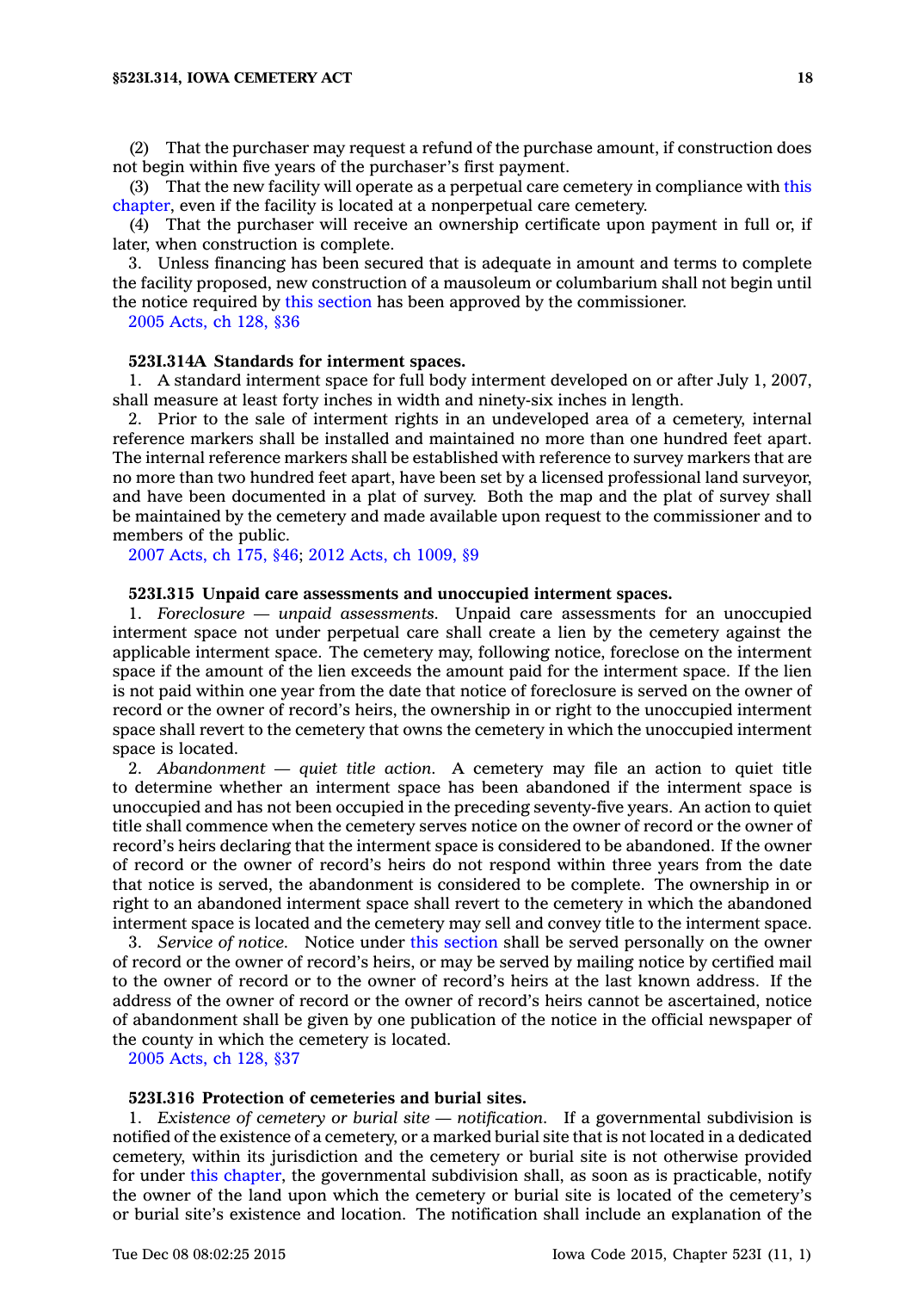(2) That the purchaser may request a refund of the purchase amount, if construction does not begin within five years of the purchaser's first payment.

(3) That the new facility will operate as a perpetual care cemetery in compliance with this chapter, even if the facility is located at a nonperpetual care cemetery.

(4) That the purchaser will receive an ownership certificate upon payment in full or, if later, when construction is complete.

3. Unless financing has been secured that is adequate in amount and terms to complete the facility proposed, new construction of a mausoleum or columbarium shall not begin until the notice required by this section has been approved by the commissioner.

2005 Acts, ch 128, §36

**523I.314A Standards for interment spaces.**

1. A standard interment space for full body interment developed on or after July 1, 2007, shall measure at least forty inches in width and ninety-six inches in length.

2. Prior to the sale of interment rights in an undeveloped area of a cemetery, internal reference markers shall be installed and maintained no more than one hundred feet apart. The internal reference markers shall be established with reference to survey markers that are no more than two hundred feet apart, have been set by a licensed professional land surveyor, and have been documented in a plat of survey. Both the map and the plat of survey shall be maintained by the cemetery and made available upon request to the commissioner and to members of the public.

2007 Acts, ch 175, §46; 2012 Acts, ch 1009, §9

**523I.315 Unpaid care assessments and unoccupied interment spaces.**

1. *Foreclosure — unpaid assessments.* Unpaid care assessments for an unoccupied interment space not under perpetual care shall create a lien by the cemetery against the applicable interment space. The cemetery may, following notice, foreclose on the interment space if the amount of the lien exceeds the amount paid for the interment space. If the lien is not paid within one year from the date that notice of foreclosure is served on the owner of record or the owner of record's heirs, the ownership in or right to the unoccupied interment space shall revert to the cemetery that owns the cemetery in which the unoccupied interment space is located.

2. *Abandonment — quiet title action.* A cemetery may file an action to quiet title to determine whether an interment space has been abandoned if the interment space is unoccupied and has not been occupied in the preceding seventy-five years. An action to quiet title shall commence when the cemetery serves notice on the owner of record or the owner of record's heirs declaring that the interment space is considered to be abandoned. If the owner of record or the owner of record's heirs do not respond within three years from the date that notice is served, the abandonment is considered to be complete. The ownership in or right to an abandoned interment space shall revert to the cemetery in which the abandoned interment space is located and the cemetery may sell and convey title to the interment space.

3. *Service of notice.* Notice under this section shall be served personally on the owner of record or the owner of record's heirs, or may be served by mailing notice by certified mail to the owner of record or to the owner of record's heirs at the last known address. If the address of the owner of record or the owner of record's heirs cannot be ascertained, notice of abandonment shall be given by one publication of the notice in the official newspaper of the county in which the cemetery is located.

2005 Acts, ch 128, §37

**523I.316 Protection of cemeteries and burial sites.**

1. *Existence of cemetery or burial site — notification.* If a governmental subdivision is notified of the existence of a cemetery, or a marked burial site that is not located in a dedicated cemetery, within its jurisdiction and the cemetery or burial site is not otherwise provided for under this chapter, the governmental subdivision shall, as soon as is practicable, notify the owner of the land upon which the cemetery or burial site is located of the cemetery's or burial site's existence and location. The notification shall include an explanation of the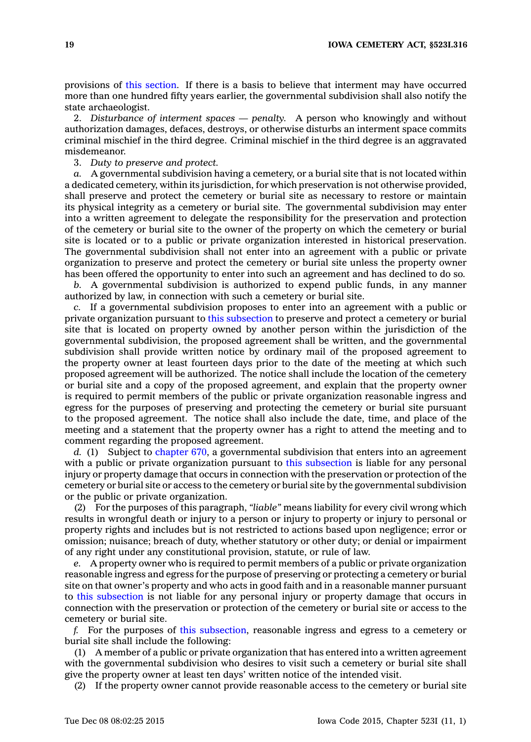provisions of this section. If there is a basis to believe that interment may have occurred more than one hundred fifty years earlier, the governmental subdivision shall also notify the state archaeologist.

2. *Disturbance of interment spaces — penalty.* A person who knowingly and without authorization damages, defaces, destroys, or otherwise disturbs an interment space commits criminal mischief in the third degree. Criminal mischief in the third degree is an aggravated misdemeanor.

3. *Duty to preserve and protect.*

*a.* A governmental subdivision having a cemetery, or a burial site that is not located within a dedicated cemetery, within its jurisdiction, for which preservation is not otherwise provided, shall preserve and protect the cemetery or burial site as necessary to restore or maintain its physical integrity as a cemetery or burial site. The governmental subdivision may enter into a written agreement to delegate the responsibility for the preservation and protection of the cemetery or burial site to the owner of the property on which the cemetery or burial site is located or to a public or private organization interested in historical preservation. The governmental subdivision shall not enter into an agreement with a public or private organization to preserve and protect the cemetery or burial site unless the property owner has been offered the opportunity to enter into such an agreement and has declined to do so.

*b.* A governmental subdivision is authorized to expend public funds, in any manner authorized by law, in connection with such a cemetery or burial site.

*c.* If a governmental subdivision proposes to enter into an agreement with a public or private organization pursuant to this subsection to preserve and protect a cemetery or burial site that is located on property owned by another person within the jurisdiction of the governmental subdivision, the proposed agreement shall be written, and the governmental subdivision shall provide written notice by ordinary mail of the proposed agreement to the property owner at least fourteen days prior to the date of the meeting at which such proposed agreement will be authorized. The notice shall include the location of the cemetery or burial site and a copy of the proposed agreement, and explain that the property owner is required to permit members of the public or private organization reasonable ingress and egress for the purposes of preserving and protecting the cemetery or burial site pursuant to the proposed agreement. The notice shall also include the date, time, and place of the meeting and a statement that the property owner has a right to attend the meeting and to comment regarding the proposed agreement.

*d.* (1) Subject to chapter 670, a governmental subdivision that enters into an agreement with a public or private organization pursuant to this subsection is liable for any personal injury or property damage that occurs in connection with the preservation or protection of the cemetery or burial site or access to the cemetery or burial site by the governmental subdivision or the public or private organization.

(2) For the purposes of this paragraph, *"liable"* means liability for every civil wrong which results in wrongful death or injury to a person or injury to property or injury to personal or property rights and includes but is not restricted to actions based upon negligence; error or omission; nuisance; breach of duty, whether statutory or other duty; or denial or impairment of any right under any constitutional provision, statute, or rule of law.

*e.* A property owner who is required to permit members of a public or private organization reasonable ingress and egress for the purpose of preserving or protecting a cemetery or burial site on that owner's property and who acts in good faith and in a reasonable manner pursuant to this subsection is not liable for any personal injury or property damage that occurs in connection with the preservation or protection of the cemetery or burial site or access to the cemetery or burial site.

*f.* For the purposes of this subsection, reasonable ingress and egress to a cemetery or burial site shall include the following:

(1) A member of a public or private organization that has entered into a written agreement with the governmental subdivision who desires to visit such a cemetery or burial site shall give the property owner at least ten days' written notice of the intended visit.

(2) If the property owner cannot provide reasonable access to the cemetery or burial site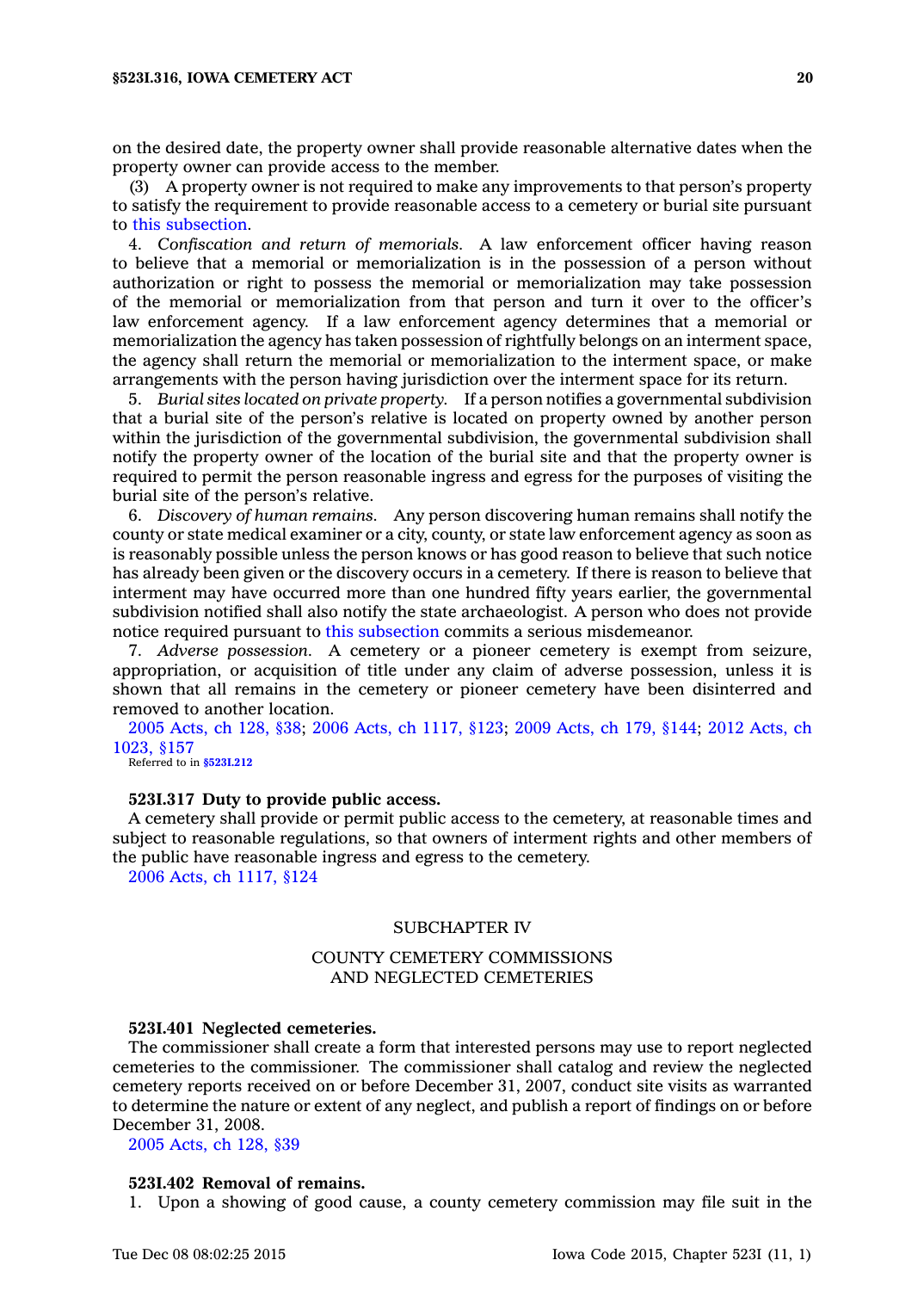on the desired date, the property owner shall provide reasonable alternative dates when the property owner can provide access to the member.

(3) A property owner is not required to make any improvements to that person's property to satisfy the requirement to provide reasonable access to a cemetery or burial site pursuant to this subsection.

4. *Confiscation and return of memorials.* A law enforcement officer having reason to believe that a memorial or memorialization is in the possession of a person without authorization or right to possess the memorial or memorialization may take possession of the memorial or memorialization from that person and turn it over to the officer's law enforcement agency. If a law enforcement agency determines that a memorial or memorialization the agency has taken possession of rightfully belongs on an interment space, the agency shall return the memorial or memorialization to the interment space, or make arrangements with the person having jurisdiction over the interment space for its return.

5. *Burial sites located on private property.* If a person notifies a governmental subdivision that a burial site of the person's relative is located on property owned by another person within the jurisdiction of the governmental subdivision, the governmental subdivision shall notify the property owner of the location of the burial site and that the property owner is required to permit the person reasonable ingress and egress for the purposes of visiting the burial site of the person's relative.

6. *Discovery of human remains.* Any person discovering human remains shall notify the county or state medical examiner or a city, county, or state law enforcement agency as soon as is reasonably possible unless the person knows or has good reason to believe that such notice has already been given or the discovery occurs in a cemetery. If there is reason to believe that interment may have occurred more than one hundred fifty years earlier, the governmental subdivision notified shall also notify the state archaeologist. A person who does not provide notice required pursuant to this subsection commits a serious misdemeanor.

7. *Adverse possession.* A cemetery or a pioneer cemetery is exempt from seizure, appropriation, or acquisition of title under any claim of adverse possession, unless it is shown that all remains in the cemetery or pioneer cemetery have been disinterred and removed to another location.

2005 Acts, ch 128, §38; 2006 Acts, ch 1117, §123; 2009 Acts, ch 179, §144; 2012 Acts, ch 1023, §157

Referred to in §523I.212

**523I.317 Duty to provide public access.**

A cemetery shall provide or permit public access to the cemetery, at reasonable times and subject to reasonable regulations, so that owners of interment rights and other members of the public have reasonable ingress and egress to the cemetery.

2006 Acts, ch 1117, §124

## SUBCHAPTER IV

## COUNTY CEMETERY COMMISSIONS AND NEGLECTED CEMETERIES

**523I.401 Neglected cemeteries.**

The commissioner shall create a form that interested persons may use to report neglected cemeteries to the commissioner. The commissioner shall catalog and review the neglected cemetery reports received on or before December 31, 2007, conduct site visits as warranted to determine the nature or extent of any neglect, and publish a report of findings on or before December 31, 2008.

2005 Acts, ch 128, §39

**523I.402 Removal of remains.**

1. Upon a showing of good cause, a county cemetery commission may file suit in the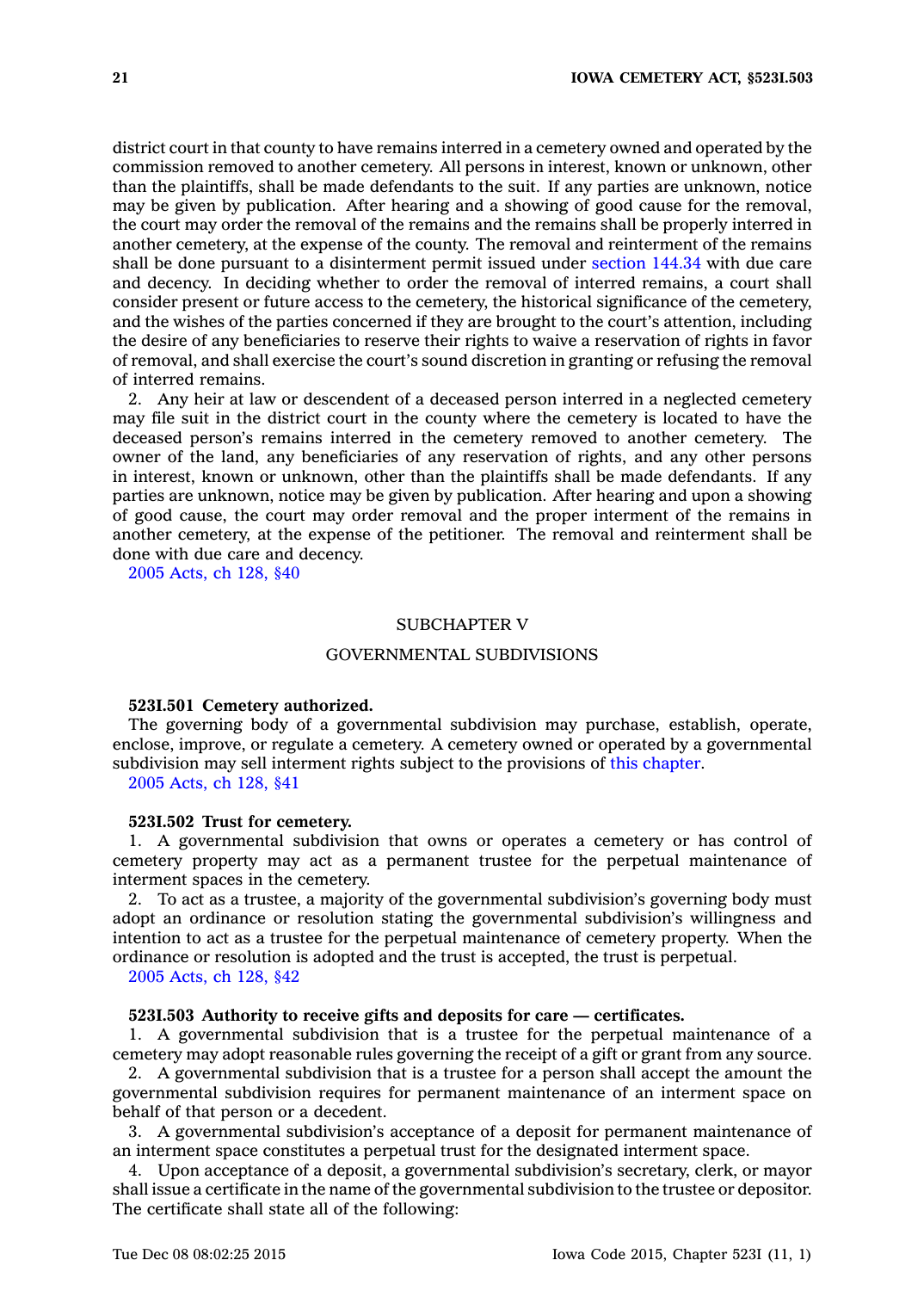district court in that county to have remains interred in a cemetery owned and operated by the commission removed to another cemetery. All persons in interest, known or unknown, other than the plaintiffs, shall be made defendants to the suit. If any parties are unknown, notice may be given by publication. After hearing and a showing of good cause for the removal, the court may order the removal of the remains and the remains shall be properly interred in another cemetery, at the expense of the county. The removal and reinterment of the remains shall be done pursuant to a disinterment permit issued under section 144.34 with due care and decency. In deciding whether to order the removal of interred remains, a court shall consider present or future access to the cemetery, the historical significance of the cemetery, and the wishes of the parties concerned if they are brought to the court's attention, including the desire of any beneficiaries to reserve their rights to waive a reservation of rights in favor of removal, and shall exercise the court's sound discretion in granting or refusing the removal of interred remains.

2. Any heir at law or descendent of a deceased person interred in a neglected cemetery may file suit in the district court in the county where the cemetery is located to have the deceased person's remains interred in the cemetery removed to another cemetery. The owner of the land, any beneficiaries of any reservation of rights, and any other persons in interest, known or unknown, other than the plaintiffs shall be made defendants. If any parties are unknown, notice may be given by publication. After hearing and upon a showing of good cause, the court may order removal and the proper interment of the remains in another cemetery, at the expense of the petitioner. The removal and reinterment shall be done with due care and decency.

2005 Acts, ch 128, §40

## SUBCHAPTER V

## GOVERNMENTAL SUBDIVISIONS

**523I.501 Cemetery authorized.**

The governing body of a governmental subdivision may purchase, establish, operate, enclose, improve, or regulate a cemetery. A cemetery owned or operated by a governmental subdivision may sell interment rights subject to the provisions of this chapter.

2005 Acts, ch 128, §41

**523I.502 Trust for cemetery.**

1. A governmental subdivision that owns or operates a cemetery or has control of cemetery property may act as a permanent trustee for the perpetual maintenance of interment spaces in the cemetery.

2. To act as a trustee, a majority of the governmental subdivision's governing body must adopt an ordinance or resolution stating the governmental subdivision's willingness and intention to act as a trustee for the perpetual maintenance of cemetery property. When the ordinance or resolution is adopted and the trust is accepted, the trust is perpetual.

2005 Acts, ch 128, §42

**523I.503 Authority to receive gifts and deposits for care — certificates.**

1. A governmental subdivision that is a trustee for the perpetual maintenance of a cemetery may adopt reasonable rules governing the receipt of a gift or grant from any source.

2. A governmental subdivision that is a trustee for a person shall accept the amount the governmental subdivision requires for permanent maintenance of an interment space on behalf of that person or a decedent.

3. A governmental subdivision's acceptance of a deposit for permanent maintenance of an interment space constitutes a perpetual trust for the designated interment space.

4. Upon acceptance of a deposit, a governmental subdivision's secretary, clerk, or mayor shall issue a certificate in the name of the governmental subdivision to the trustee or depositor. The certificate shall state all of the following: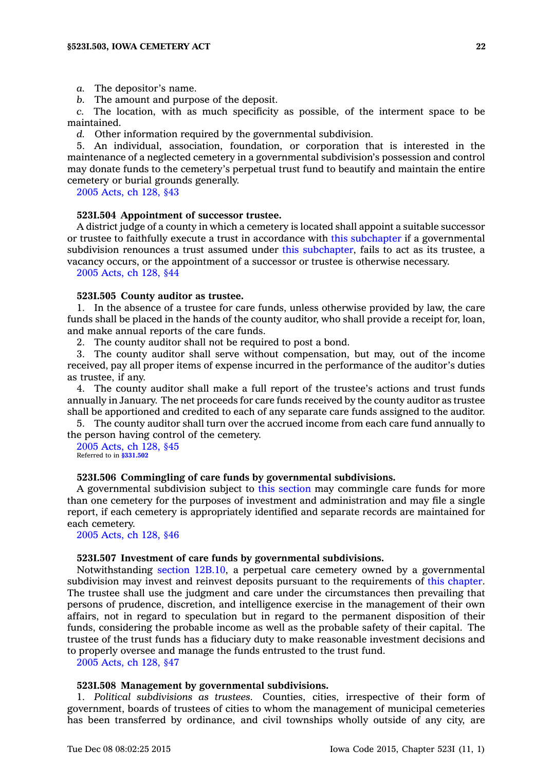*a.* The depositor's name.
*b.* The amount and purpose of the deposit.
*c.* The location, with as much specificity as possible, of the interment space to be maintained.
*d.* Other information required by the governmental subdivision.

5. An individual, association, foundation, or corporation that is interested in the maintenance of a neglected cemetery in a governmental subdivision's possession and control may donate funds to the cemetery's perpetual trust fund to beautify and maintain the entire cemetery or burial grounds generally.

2005 Acts, ch 128, §43

### 523I.504 Appointment of successor trustee.

A district judge of a county in which a cemetery is located shall appoint a suitable successor or trustee to faithfully execute a trust in accordance with this subchapter if a governmental subdivision renounces a trust assumed under this subchapter, fails to act as its trustee, a vacancy occurs, or the appointment of a successor or trustee is otherwise necessary.

2005 Acts, ch 128, §44

### 523I.505 County auditor as trustee.

1. In the absence of a trustee for care funds, unless otherwise provided by law, the care funds shall be placed in the hands of the county auditor, who shall provide a receipt for, loan, and make annual reports of the care funds.
2. The county auditor shall not be required to post a bond.
3. The county auditor shall serve without compensation, but may, out of the income received, pay all proper items of expense incurred in the performance of the auditor's duties as trustee, if any.
4. The county auditor shall make a full report of the trustee's actions and trust funds annually in January. The net proceeds for care funds received by the county auditor as trustee shall be apportioned and credited to each of any separate care funds assigned to the auditor.
5. The county auditor shall turn over the accrued income from each care fund annually to the person having control of the cemetery.

2005 Acts, ch 128, §45
Referred to in **§331.502**

### 523I.506 Commingling of care funds by governmental subdivisions.

A governmental subdivision subject to this section may commingle care funds for more than one cemetery for the purposes of investment and administration and may file a single report, if each cemetery is appropriately identified and separate records are maintained for each cemetery.

2005 Acts, ch 128, §46

### 523I.507 Investment of care funds by governmental subdivisions.

Notwithstanding section 12B.10, a perpetual care cemetery owned by a governmental subdivision may invest and reinvest deposits pursuant to the requirements of this chapter. The trustee shall use the judgment and care under the circumstances then prevailing that persons of prudence, discretion, and intelligence exercise in the management of their own affairs, not in regard to speculation but in regard to the permanent disposition of their funds, considering the probable income as well as the probable safety of their capital. The trustee of the trust funds has a fiduciary duty to make reasonable investment decisions and to properly oversee and manage the funds entrusted to the trust fund.

2005 Acts, ch 128, §47

### 523I.508 Management by governmental subdivisions.

1. *Political subdivisions as trustees.* Counties, cities, irrespective of their form of government, boards of trustees of cities to whom the management of municipal cemeteries has been transferred by ordinance, and civil townships wholly outside of any city, are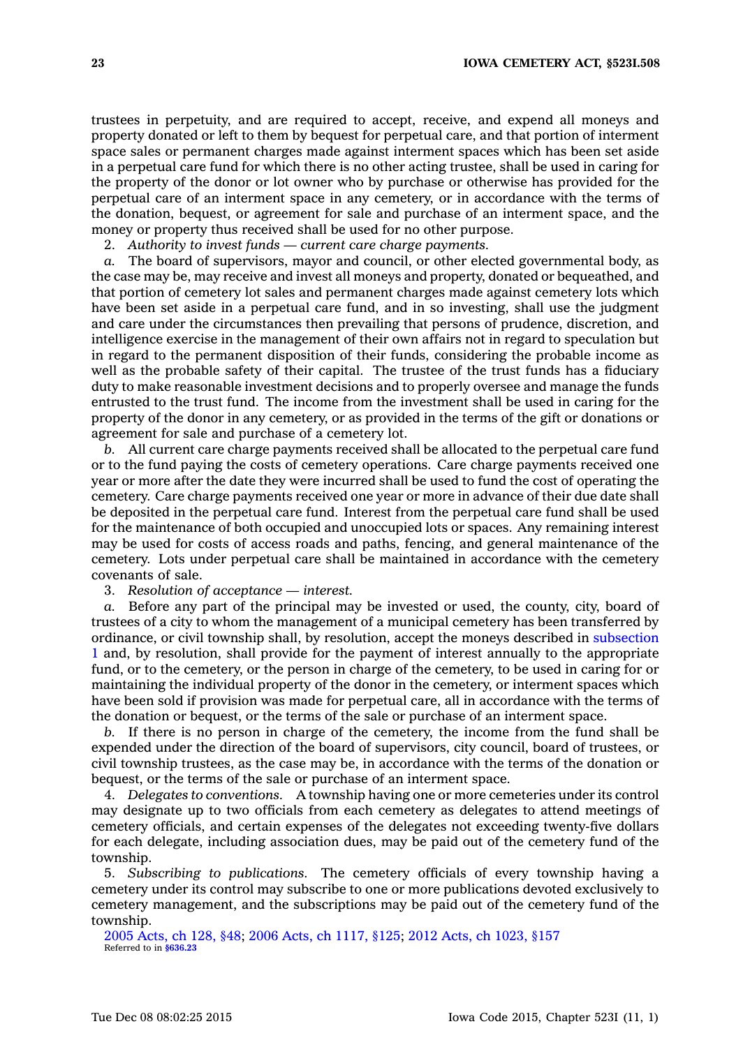trustees in perpetuity, and are required to accept, receive, and expend all moneys and property donated or left to them by bequest for perpetual care, and that portion of interment space sales or permanent charges made against interment spaces which has been set aside in a perpetual care fund for which there is no other acting trustee, shall be used in caring for the property of the donor or lot owner who by purchase or otherwise has provided for the perpetual care of an interment space in any cemetery, or in accordance with the terms of the donation, bequest, or agreement for sale and purchase of an interment space, and the money or property thus received shall be used for no other purpose.

2. *Authority to invest funds — current care charge payments.*

*a.* The board of supervisors, mayor and council, or other elected governmental body, as the case may be, may receive and invest all moneys and property, donated or bequeathed, and that portion of cemetery lot sales and permanent charges made against cemetery lots which have been set aside in a perpetual care fund, and in so investing, shall use the judgment and care under the circumstances then prevailing that persons of prudence, discretion, and intelligence exercise in the management of their own affairs not in regard to speculation but in regard to the permanent disposition of their funds, considering the probable income as well as the probable safety of their capital. The trustee of the trust funds has a fiduciary duty to make reasonable investment decisions and to properly oversee and manage the funds entrusted to the trust fund. The income from the investment shall be used in caring for the property of the donor in any cemetery, or as provided in the terms of the gift or donations or agreement for sale and purchase of a cemetery lot.

*b.* All current care charge payments received shall be allocated to the perpetual care fund or to the fund paying the costs of cemetery operations. Care charge payments received one year or more after the date they were incurred shall be used to fund the cost of operating the cemetery. Care charge payments received one year or more in advance of their due date shall be deposited in the perpetual care fund. Interest from the perpetual care fund shall be used for the maintenance of both occupied and unoccupied lots or spaces. Any remaining interest may be used for costs of access roads and paths, fencing, and general maintenance of the cemetery. Lots under perpetual care shall be maintained in accordance with the cemetery covenants of sale.

3. *Resolution of acceptance — interest.*

*a.* Before any part of the principal may be invested or used, the county, city, board of trustees of a city to whom the management of a municipal cemetery has been transferred by ordinance, or civil township shall, by resolution, accept the moneys described in subsection 1 and, by resolution, shall provide for the payment of interest annually to the appropriate fund, or to the cemetery, or the person in charge of the cemetery, to be used in caring for or maintaining the individual property of the donor in the cemetery, or interment spaces which have been sold if provision was made for perpetual care, all in accordance with the terms of the donation or bequest, or the terms of the sale or purchase of an interment space.

*b.* If there is no person in charge of the cemetery, the income from the fund shall be expended under the direction of the board of supervisors, city council, board of trustees, or civil township trustees, as the case may be, in accordance with the terms of the donation or bequest, or the terms of the sale or purchase of an interment space.

4. *Delegates to conventions.* A township having one or more cemeteries under its control may designate up to two officials from each cemetery as delegates to attend meetings of cemetery officials, and certain expenses of the delegates not exceeding twenty-five dollars for each delegate, including association dues, may be paid out of the cemetery fund of the township.

5. *Subscribing to publications.* The cemetery officials of every township having a cemetery under its control may subscribe to one or more publications devoted exclusively to cemetery management, and the subscriptions may be paid out of the cemetery fund of the township.

2005 Acts, ch 128, §48; 2006 Acts, ch 1117, §125; 2012 Acts, ch 1023, §157
Referred to in **§636.23**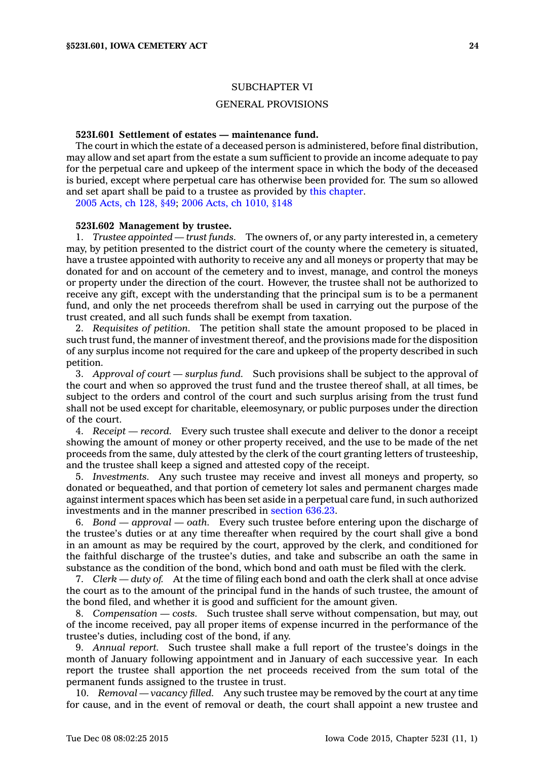## SUBCHAPTER VI

## GENERAL PROVISIONS

**523I.601 Settlement of estates — maintenance fund.**

The court in which the estate of a deceased person is administered, before final distribution, may allow and set apart from the estate a sum sufficient to provide an income adequate to pay for the perpetual care and upkeep of the interment space in which the body of the deceased is buried, except where perpetual care has otherwise been provided for. The sum so allowed and set apart shall be paid to a trustee as provided by this chapter.

2005 Acts, ch 128, §49; 2006 Acts, ch 1010, §148

**523I.602 Management by trustee.**

1. *Trustee appointed — trust funds.* The owners of, or any party interested in, a cemetery may, by petition presented to the district court of the county where the cemetery is situated, have a trustee appointed with authority to receive any and all moneys or property that may be donated for and on account of the cemetery and to invest, manage, and control the moneys or property under the direction of the court. However, the trustee shall not be authorized to receive any gift, except with the understanding that the principal sum is to be a permanent fund, and only the net proceeds therefrom shall be used in carrying out the purpose of the trust created, and all such funds shall be exempt from taxation.

2. *Requisites of petition.* The petition shall state the amount proposed to be placed in such trust fund, the manner of investment thereof, and the provisions made for the disposition of any surplus income not required for the care and upkeep of the property described in such petition.

3. *Approval of court — surplus fund.* Such provisions shall be subject to the approval of the court and when so approved the trust fund and the trustee thereof shall, at all times, be subject to the orders and control of the court and such surplus arising from the trust fund shall not be used except for charitable, eleemosynary, or public purposes under the direction of the court.

4. *Receipt — record.* Every such trustee shall execute and deliver to the donor a receipt showing the amount of money or other property received, and the use to be made of the net proceeds from the same, duly attested by the clerk of the court granting letters of trusteeship, and the trustee shall keep a signed and attested copy of the receipt.

5. *Investments.* Any such trustee may receive and invest all moneys and property, so donated or bequeathed, and that portion of cemetery lot sales and permanent charges made against interment spaces which has been set aside in a perpetual care fund, in such authorized investments and in the manner prescribed in section 636.23.

6. *Bond — approval — oath.* Every such trustee before entering upon the discharge of the trustee's duties or at any time thereafter when required by the court shall give a bond in an amount as may be required by the court, approved by the clerk, and conditioned for the faithful discharge of the trustee's duties, and take and subscribe an oath the same in substance as the condition of the bond, which bond and oath must be filed with the clerk.

7. *Clerk — duty of.* At the time of filing each bond and oath the clerk shall at once advise the court as to the amount of the principal fund in the hands of such trustee, the amount of the bond filed, and whether it is good and sufficient for the amount given.

8. *Compensation — costs.* Such trustee shall serve without compensation, but may, out of the income received, pay all proper items of expense incurred in the performance of the trustee's duties, including cost of the bond, if any.

9. *Annual report.* Such trustee shall make a full report of the trustee's doings in the month of January following appointment and in January of each successive year. In each report the trustee shall apportion the net proceeds received from the sum total of the permanent funds assigned to the trustee in trust.

10. *Removal — vacancy filled.* Any such trustee may be removed by the court at any time for cause, and in the event of removal or death, the court shall appoint a new trustee and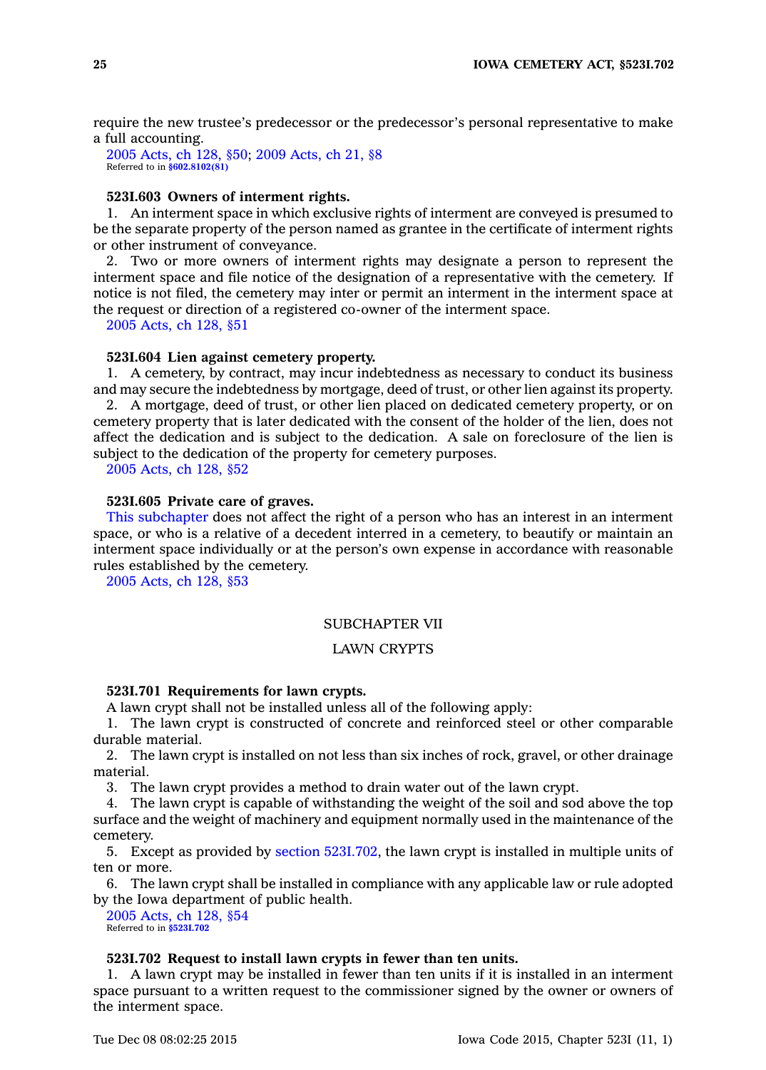require the new trustee's predecessor or the predecessor's personal representative to make a full accounting.

2005 Acts, ch 128, §50; 2009 Acts, ch 21, §8
Referred to in §602.8102(81)

**523I.603 Owners of interment rights.**

1. An interment space in which exclusive rights of interment are conveyed is presumed to be the separate property of the person named as grantee in the certificate of interment rights or other instrument of conveyance.

2. Two or more owners of interment rights may designate a person to represent the interment space and file notice of the designation of a representative with the cemetery. If notice is not filed, the cemetery may inter or permit an interment in the interment space at the request or direction of a registered co-owner of the interment space.

2005 Acts, ch 128, §51

**523I.604 Lien against cemetery property.**

1. A cemetery, by contract, may incur indebtedness as necessary to conduct its business and may secure the indebtedness by mortgage, deed of trust, or other lien against its property.

2. A mortgage, deed of trust, or other lien placed on dedicated cemetery property, or on cemetery property that is later dedicated with the consent of the holder of the lien, does not affect the dedication and is subject to the dedication. A sale on foreclosure of the lien is subject to the dedication of the property for cemetery purposes.

2005 Acts, ch 128, §52

**523I.605 Private care of graves.**

This subchapter does not affect the right of a person who has an interest in an interment space, or who is a relative of a decedent interred in a cemetery, to beautify or maintain an interment space individually or at the person's own expense in accordance with reasonable rules established by the cemetery.

2005 Acts, ch 128, §53

## SUBCHAPTER VII

## LAWN CRYPTS

**523I.701 Requirements for lawn crypts.**

A lawn crypt shall not be installed unless all of the following apply:

1. The lawn crypt is constructed of concrete and reinforced steel or other comparable durable material.

2. The lawn crypt is installed on not less than six inches of rock, gravel, or other drainage material.

3. The lawn crypt provides a method to drain water out of the lawn crypt.

4. The lawn crypt is capable of withstanding the weight of the soil and sod above the top surface and the weight of machinery and equipment normally used in the maintenance of the cemetery.

5. Except as provided by section 523I.702, the lawn crypt is installed in multiple units of ten or more.

6. The lawn crypt shall be installed in compliance with any applicable law or rule adopted by the Iowa department of public health.

2005 Acts, ch 128, §54
Referred to in §523I.702

**523I.702 Request to install lawn crypts in fewer than ten units.**

1. A lawn crypt may be installed in fewer than ten units if it is installed in an interment space pursuant to a written request to the commissioner signed by the owner or owners of the interment space.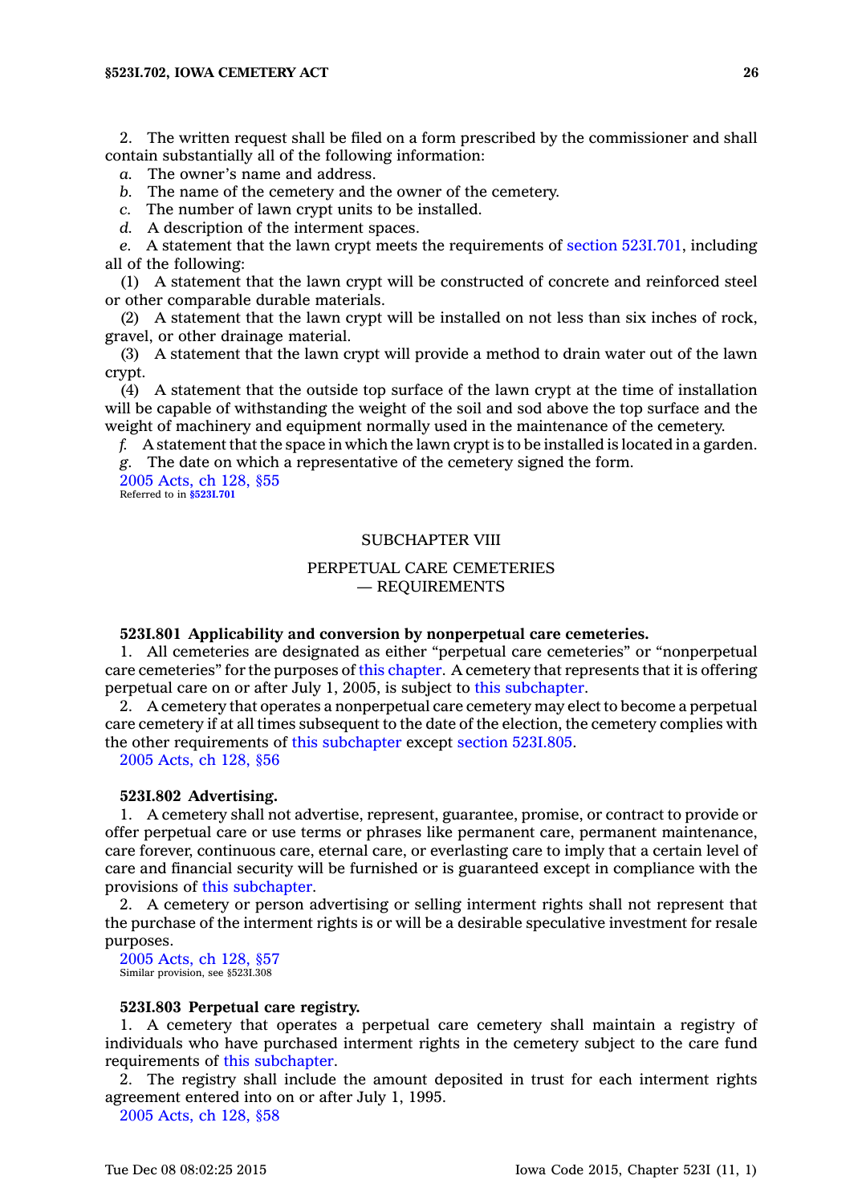2. The written request shall be filed on a form prescribed by the commissioner and shall contain substantially all of the following information:

*a.* The owner's name and address.

*b.* The name of the cemetery and the owner of the cemetery.

*c.* The number of lawn crypt units to be installed.

*d.* A description of the interment spaces.

*e.* A statement that the lawn crypt meets the requirements of section 523I.701, including all of the following:

(1) A statement that the lawn crypt will be constructed of concrete and reinforced steel or other comparable durable materials.

(2) A statement that the lawn crypt will be installed on not less than six inches of rock, gravel, or other drainage material.

(3) A statement that the lawn crypt will provide a method to drain water out of the lawn crypt.

(4) A statement that the outside top surface of the lawn crypt at the time of installation will be capable of withstanding the weight of the soil and sod above the top surface and the weight of machinery and equipment normally used in the maintenance of the cemetery.

*f.* A statement that the space in which the lawn crypt is to be installed is located in a garden.

*g.* The date on which a representative of the cemetery signed the form.

2005 Acts, ch 128, §55
Referred to in **§523I.701**

## SUBCHAPTER VIII

## PERPETUAL CARE CEMETERIES — REQUIREMENTS

**523I.801 Applicability and conversion by nonperpetual care cemeteries.**

1. All cemeteries are designated as either "perpetual care cemeteries" or "nonperpetual care cemeteries" for the purposes of this chapter. A cemetery that represents that it is offering perpetual care on or after July 1, 2005, is subject to this subchapter.

2. A cemetery that operates a nonperpetual care cemetery may elect to become a perpetual care cemetery if at all times subsequent to the date of the election, the cemetery complies with the other requirements of this subchapter except section 523I.805.

2005 Acts, ch 128, §56

**523I.802 Advertising.**

1. A cemetery shall not advertise, represent, guarantee, promise, or contract to provide or offer perpetual care or use terms or phrases like permanent care, permanent maintenance, care forever, continuous care, eternal care, or everlasting care to imply that a certain level of care and financial security will be furnished or is guaranteed except in compliance with the provisions of this subchapter.

2. A cemetery or person advertising or selling interment rights shall not represent that the purchase of the interment rights is or will be a desirable speculative investment for resale purposes.

2005 Acts, ch 128, §57
Similar provision, see §523I.308

**523I.803 Perpetual care registry.**

1. A cemetery that operates a perpetual care cemetery shall maintain a registry of individuals who have purchased interment rights in the cemetery subject to the care fund requirements of this subchapter.

2. The registry shall include the amount deposited in trust for each interment rights agreement entered into on or after July 1, 1995.

2005 Acts, ch 128, §58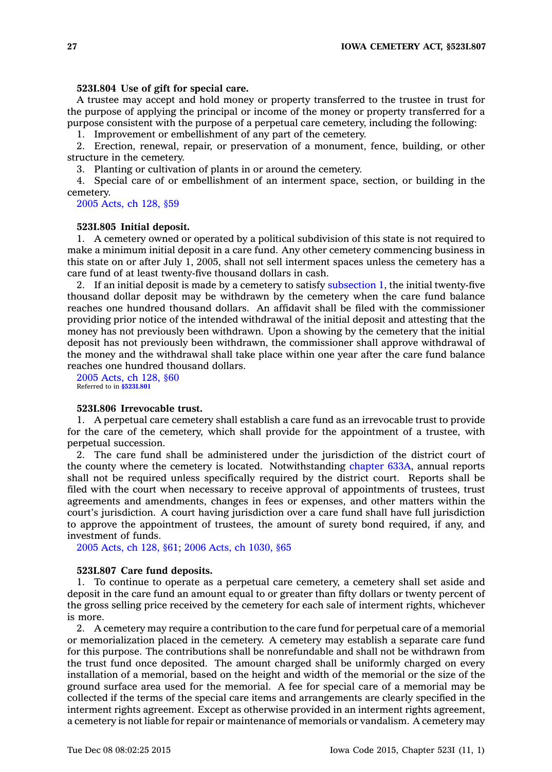**523I.804 Use of gift for special care.**

A trustee may accept and hold money or property transferred to the trustee in trust for the purpose of applying the principal or income of the money or property transferred for a purpose consistent with the purpose of a perpetual care cemetery, including the following:

1. Improvement or embellishment of any part of the cemetery.
2. Erection, renewal, repair, or preservation of a monument, fence, building, or other structure in the cemetery.
3. Planting or cultivation of plants in or around the cemetery.
4. Special care of or embellishment of an interment space, section, or building in the cemetery.

2005 Acts, ch 128, §59

**523I.805 Initial deposit.**

1. A cemetery owned or operated by a political subdivision of this state is not required to make a minimum initial deposit in a care fund. Any other cemetery commencing business in this state on or after July 1, 2005, shall not sell interment spaces unless the cemetery has a care fund of at least twenty-five thousand dollars in cash.

2. If an initial deposit is made by a cemetery to satisfy subsection 1, the initial twenty-five thousand dollar deposit may be withdrawn by the cemetery when the care fund balance reaches one hundred thousand dollars. An affidavit shall be filed with the commissioner providing prior notice of the intended withdrawal of the initial deposit and attesting that the money has not previously been withdrawn. Upon a showing by the cemetery that the initial deposit has not previously been withdrawn, the commissioner shall approve withdrawal of the money and the withdrawal shall take place within one year after the care fund balance reaches one hundred thousand dollars.

2005 Acts, ch 128, §60
Referred to in §523I.801

**523I.806 Irrevocable trust.**

1. A perpetual care cemetery shall establish a care fund as an irrevocable trust to provide for the care of the cemetery, which shall provide for the appointment of a trustee, with perpetual succession.

2. The care fund shall be administered under the jurisdiction of the district court of the county where the cemetery is located. Notwithstanding chapter 633A, annual reports shall not be required unless specifically required by the district court. Reports shall be filed with the court when necessary to receive approval of appointments of trustees, trust agreements and amendments, changes in fees or expenses, and other matters within the court's jurisdiction. A court having jurisdiction over a care fund shall have full jurisdiction to approve the appointment of trustees, the amount of surety bond required, if any, and investment of funds.

2005 Acts, ch 128, §61; 2006 Acts, ch 1030, §65

**523I.807 Care fund deposits.**

1. To continue to operate as a perpetual care cemetery, a cemetery shall set aside and deposit in the care fund an amount equal to or greater than fifty dollars or twenty percent of the gross selling price received by the cemetery for each sale of interment rights, whichever is more.

2. A cemetery may require a contribution to the care fund for perpetual care of a memorial or memorialization placed in the cemetery. A cemetery may establish a separate care fund for this purpose. The contributions shall be nonrefundable and shall not be withdrawn from the trust fund once deposited. The amount charged shall be uniformly charged on every installation of a memorial, based on the height and width of the memorial or the size of the ground surface area used for the memorial. A fee for special care of a memorial may be collected if the terms of the special care items and arrangements are clearly specified in the interment rights agreement. Except as otherwise provided in an interment rights agreement, a cemetery is not liable for repair or maintenance of memorials or vandalism. A cemetery may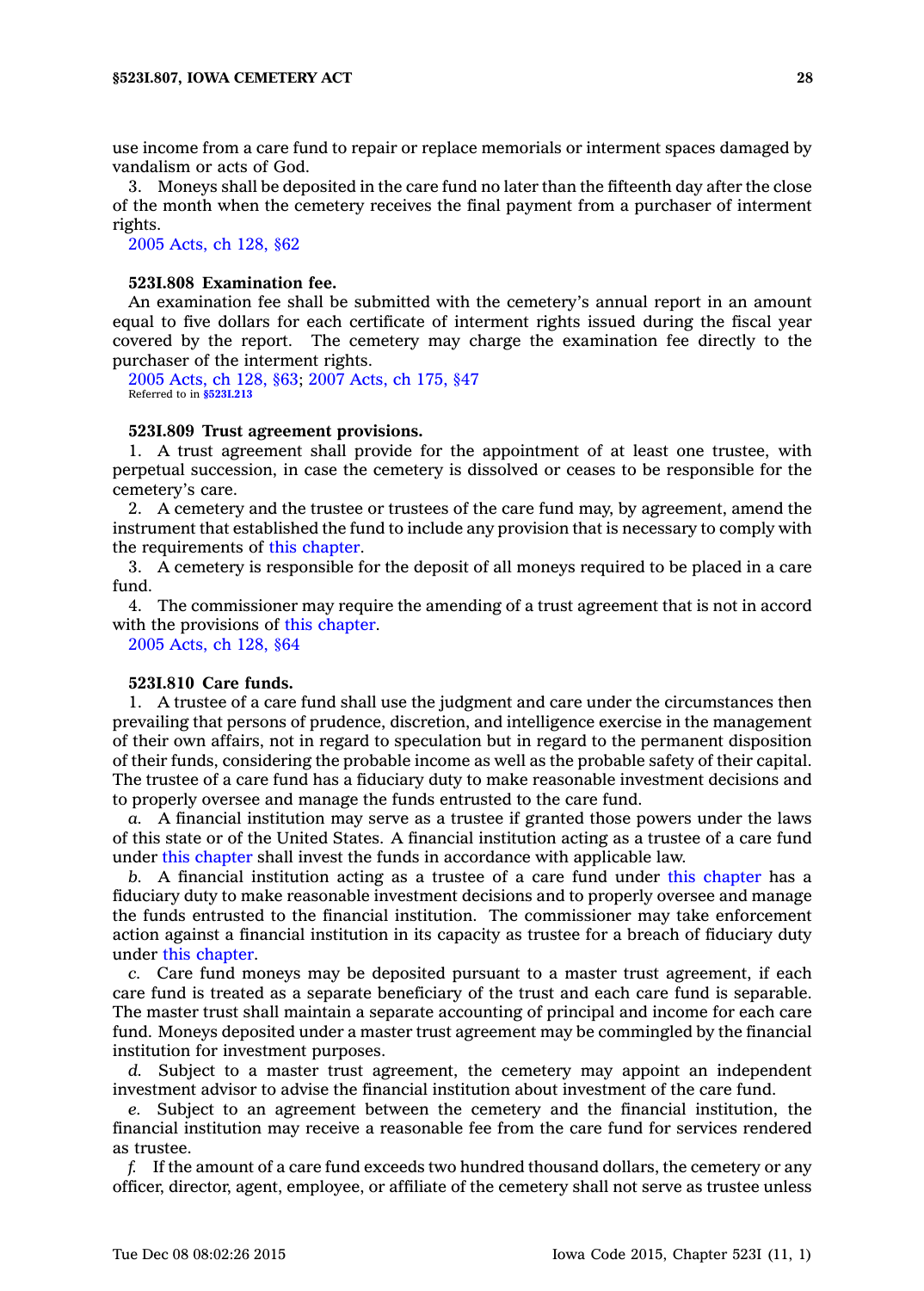use income from a care fund to repair or replace memorials or interment spaces damaged by vandalism or acts of God.

3. Moneys shall be deposited in the care fund no later than the fifteenth day after the close of the month when the cemetery receives the final payment from a purchaser of interment rights.

2005 Acts, ch 128, §62

**523I.808 Examination fee.**

An examination fee shall be submitted with the cemetery's annual report in an amount equal to five dollars for each certificate of interment rights issued during the fiscal year covered by the report. The cemetery may charge the examination fee directly to the purchaser of the interment rights.

2005 Acts, ch 128, §63; 2007 Acts, ch 175, §47

Referred to in §523I.213

**523I.809 Trust agreement provisions.**

1. A trust agreement shall provide for the appointment of at least one trustee, with perpetual succession, in case the cemetery is dissolved or ceases to be responsible for the cemetery's care.

2. A cemetery and the trustee or trustees of the care fund may, by agreement, amend the instrument that established the fund to include any provision that is necessary to comply with the requirements of this chapter.

3. A cemetery is responsible for the deposit of all moneys required to be placed in a care fund.

4. The commissioner may require the amending of a trust agreement that is not in accord with the provisions of this chapter.

2005 Acts, ch 128, §64

**523I.810 Care funds.**

1. A trustee of a care fund shall use the judgment and care under the circumstances then prevailing that persons of prudence, discretion, and intelligence exercise in the management of their own affairs, not in regard to speculation but in regard to the permanent disposition of their funds, considering the probable income as well as the probable safety of their capital. The trustee of a care fund has a fiduciary duty to make reasonable investment decisions and to properly oversee and manage the funds entrusted to the care fund.

*a.* A financial institution may serve as a trustee if granted those powers under the laws of this state or of the United States. A financial institution acting as a trustee of a care fund under this chapter shall invest the funds in accordance with applicable law.

*b.* A financial institution acting as a trustee of a care fund under this chapter has a fiduciary duty to make reasonable investment decisions and to properly oversee and manage the funds entrusted to the financial institution. The commissioner may take enforcement action against a financial institution in its capacity as trustee for a breach of fiduciary duty under this chapter.

*c.* Care fund moneys may be deposited pursuant to a master trust agreement, if each care fund is treated as a separate beneficiary of the trust and each care fund is separable. The master trust shall maintain a separate accounting of principal and income for each care fund. Moneys deposited under a master trust agreement may be commingled by the financial institution for investment purposes.

*d.* Subject to a master trust agreement, the cemetery may appoint an independent investment advisor to advise the financial institution about investment of the care fund.

*e.* Subject to an agreement between the cemetery and the financial institution, the financial institution may receive a reasonable fee from the care fund for services rendered as trustee.

*f.* If the amount of a care fund exceeds two hundred thousand dollars, the cemetery or any officer, director, agent, employee, or affiliate of the cemetery shall not serve as trustee unless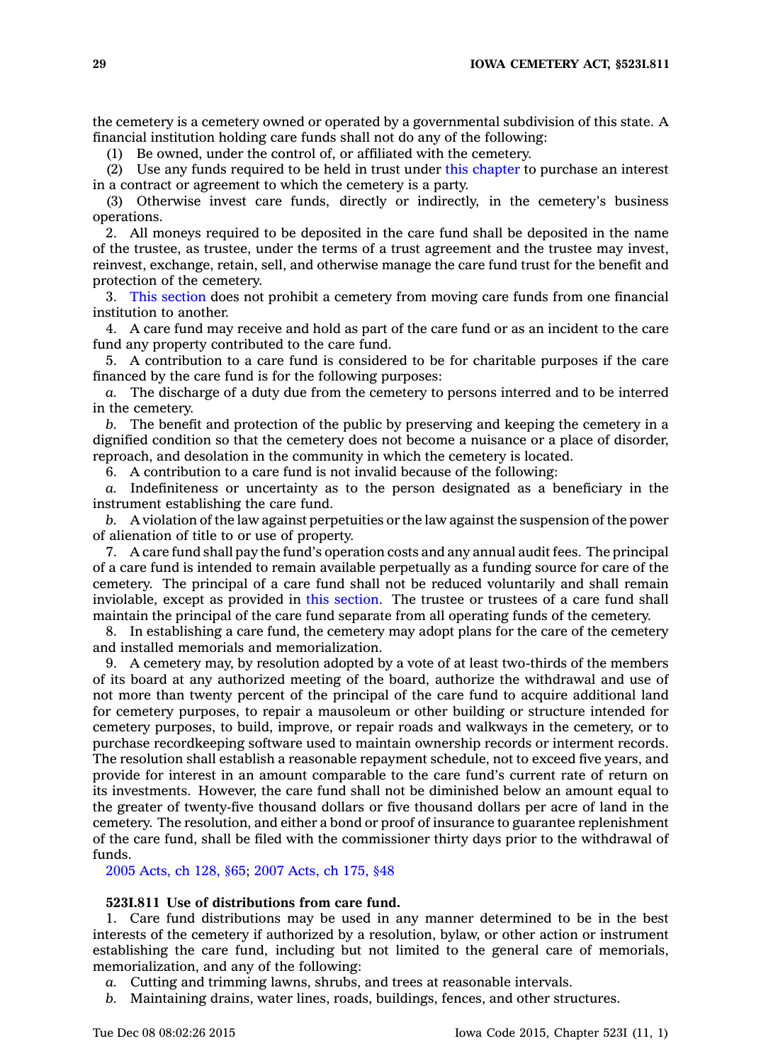the cemetery is a cemetery owned or operated by a governmental subdivision of this state. A financial institution holding care funds shall not do any of the following:

(1) Be owned, under the control of, or affiliated with the cemetery.

(2) Use any funds required to be held in trust under this chapter to purchase an interest in a contract or agreement to which the cemetery is a party.

(3) Otherwise invest care funds, directly or indirectly, in the cemetery's business operations.

2. All moneys required to be deposited in the care fund shall be deposited in the name of the trustee, as trustee, under the terms of a trust agreement and the trustee may invest, reinvest, exchange, retain, sell, and otherwise manage the care fund trust for the benefit and protection of the cemetery.

3. This section does not prohibit a cemetery from moving care funds from one financial institution to another.

4. A care fund may receive and hold as part of the care fund or as an incident to the care fund any property contributed to the care fund.

5. A contribution to a care fund is considered to be for charitable purposes if the care financed by the care fund is for the following purposes:

*a.* The discharge of a duty due from the cemetery to persons interred and to be interred in the cemetery.

*b.* The benefit and protection of the public by preserving and keeping the cemetery in a dignified condition so that the cemetery does not become a nuisance or a place of disorder, reproach, and desolation in the community in which the cemetery is located.

6. A contribution to a care fund is not invalid because of the following:

*a.* Indefiniteness or uncertainty as to the person designated as a beneficiary in the instrument establishing the care fund.

*b.* A violation of the law against perpetuities or the law against the suspension of the power of alienation of title to or use of property.

7. A care fund shall pay the fund's operation costs and any annual audit fees. The principal of a care fund is intended to remain available perpetually as a funding source for care of the cemetery. The principal of a care fund shall not be reduced voluntarily and shall remain inviolable, except as provided in this section. The trustee or trustees of a care fund shall maintain the principal of the care fund separate from all operating funds of the cemetery.

8. In establishing a care fund, the cemetery may adopt plans for the care of the cemetery and installed memorials and memorialization.

9. A cemetery may, by resolution adopted by a vote of at least two-thirds of the members of its board at any authorized meeting of the board, authorize the withdrawal and use of not more than twenty percent of the principal of the care fund to acquire additional land for cemetery purposes, to repair a mausoleum or other building or structure intended for cemetery purposes, to build, improve, or repair roads and walkways in the cemetery, or to purchase recordkeeping software used to maintain ownership records or interment records. The resolution shall establish a reasonable repayment schedule, not to exceed five years, and provide for interest in an amount comparable to the care fund's current rate of return on its investments. However, the care fund shall not be diminished below an amount equal to the greater of twenty-five thousand dollars or five thousand dollars per acre of land in the cemetery. The resolution, and either a bond or proof of insurance to guarantee replenishment of the care fund, shall be filed with the commissioner thirty days prior to the withdrawal of funds.

2005 Acts, ch 128, §65; 2007 Acts, ch 175, §48

**523I.811 Use of distributions from care fund.**

1. Care fund distributions may be used in any manner determined to be in the best interests of the cemetery if authorized by a resolution, bylaw, or other action or instrument establishing the care fund, including but not limited to the general care of memorials, memorialization, and any of the following:

*a.* Cutting and trimming lawns, shrubs, and trees at reasonable intervals.

*b.* Maintaining drains, water lines, roads, buildings, fences, and other structures.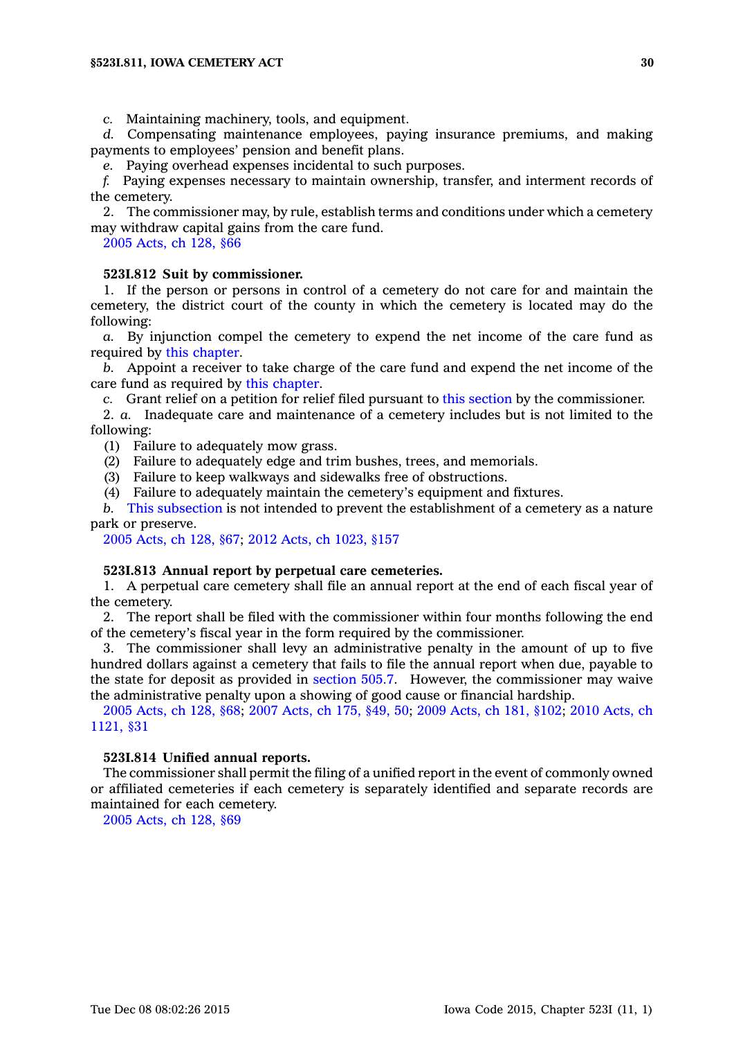*c.* Maintaining machinery, tools, and equipment.

*d.* Compensating maintenance employees, paying insurance premiums, and making payments to employees' pension and benefit plans.

*e.* Paying overhead expenses incidental to such purposes.

*f.* Paying expenses necessary to maintain ownership, transfer, and interment records of the cemetery.

2. The commissioner may, by rule, establish terms and conditions under which a cemetery may withdraw capital gains from the care fund.

2005 Acts, ch 128, §66

**523I.812 Suit by commissioner.**

1. If the person or persons in control of a cemetery do not care for and maintain the cemetery, the district court of the county in which the cemetery is located may do the following:

*a.* By injunction compel the cemetery to expend the net income of the care fund as required by this chapter.

*b.* Appoint a receiver to take charge of the care fund and expend the net income of the care fund as required by this chapter.

*c.* Grant relief on a petition for relief filed pursuant to this section by the commissioner.

2. *a.* Inadequate care and maintenance of a cemetery includes but is not limited to the following:

(1) Failure to adequately mow grass.

(2) Failure to adequately edge and trim bushes, trees, and memorials.

(3) Failure to keep walkways and sidewalks free of obstructions.

(4) Failure to adequately maintain the cemetery's equipment and fixtures.

*b.* This subsection is not intended to prevent the establishment of a cemetery as a nature park or preserve.

2005 Acts, ch 128, §67; 2012 Acts, ch 1023, §157

**523I.813 Annual report by perpetual care cemeteries.**

1. A perpetual care cemetery shall file an annual report at the end of each fiscal year of the cemetery.

2. The report shall be filed with the commissioner within four months following the end of the cemetery's fiscal year in the form required by the commissioner.

3. The commissioner shall levy an administrative penalty in the amount of up to five hundred dollars against a cemetery that fails to file the annual report when due, payable to the state for deposit as provided in section 505.7. However, the commissioner may waive the administrative penalty upon a showing of good cause or financial hardship.

2005 Acts, ch 128, §68; 2007 Acts, ch 175, §49, 50; 2009 Acts, ch 181, §102; 2010 Acts, ch 1121, §31

**523I.814 Unified annual reports.**

The commissioner shall permit the filing of a unified report in the event of commonly owned or affiliated cemeteries if each cemetery is separately identified and separate records are maintained for each cemetery.

2005 Acts, ch 128, §69